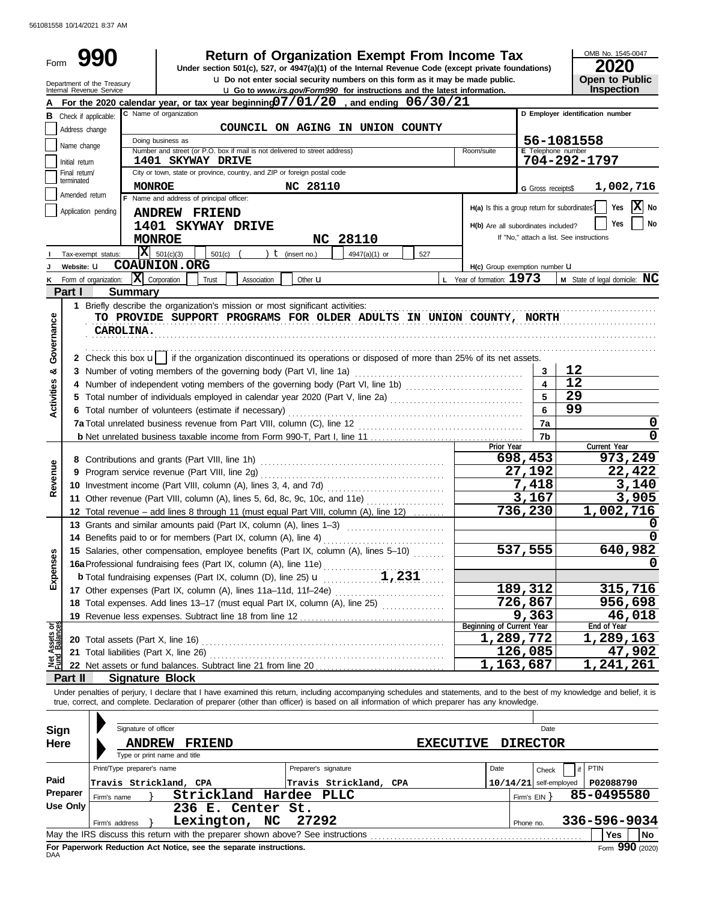561081558 10/14/2021 8:37 AM

# Form 990 — Return of Organization Exempt From Income Tax

**Under section 501(c), 527, or 4947(a)(1) of the Internal Revenue Code (except private foundations)**

u Do not enter social security numbers on this form as it may be made public.

u Go to *www.irs.gov/Form990* for instructions and the latest information.

Department of the Treasury
Internal Revenue Service

OMB No. 1545-0047

**2020**

**Open to Public Inspection**

**A** For the 2020 calendar year, or tax year beginning **07/01/20**, and ending **06/30/21**

**B** Check if applicable:
- Address change
- Name change
- Initial return
- Final return/terminated
- Amended return
- Application pending

**C** Name of organization: **COUNCIL ON AGING IN UNION COUNTY**

Doing business as

Number and street (or P.O. box if mail is not delivered to street address): **1401 SKYWAY DRIVE** — Room/suite

City or town, state or province, country, and ZIP or foreign postal code: **MONROE NC 28110**

**D** Employer identification number: **56-1081558**

**E** Telephone number: **704-292-1797**

**G** Gross receipts $ **1,002,716**

**F** Name and address of principal officer:
**ANDREW FRIEND**
**1401 SKYWAY DRIVE**
**MONROE NC 28110**

**H(a)** Is this a group return for subordinates? Yes [ ] No [X]

**H(b)** Are all subordinates included? Yes [ ] No [ ]
If "No," attach a list. See instructions

**I** Tax-exempt status: [X] 501(c)(3) [ ] 501(c) ( ) t (insert no.) [ ] 4947(a)(1) or [ ] 527

**J** Website: u **COAUNION.ORG**

**H(c)** Group exemption number u

**K** Form of organization: [X] Corporation [ ] Trust [ ] Association [ ] Other u

**L** Year of formation: **1973**

**M** State of legal domicile: **NC**

## Part I Summary

**Activities & Governance**

1 Briefly describe the organization's mission or most significant activities:
**TO PROVIDE SUPPORT PROGRAMS FOR OLDER ADULTS IN UNION COUNTY, NORTH CAROLINA.**

2 Check this box u [ ] if the organization discontinued its operations or disposed of more than 25% of its net assets.

| Line | Description | No. | Value |
|---|---|---|---|
| 3 | Number of voting members of the governing body (Part VI, line 1a) | 3 | 12 |
| 4 | Number of independent voting members of the governing body (Part VI, line 1b) | 4 | 12 |
| 5 | Total number of individuals employed in calendar year 2020 (Part V, line 2a) | 5 | 29 |
| 6 | Total number of volunteers (estimate if necessary) | 6 | 99 |
| 7a | Total unrelated business revenue from Part VIII, column (C), line 12 | 7a | 0 |
| 7b | Net unrelated business taxable income from Form 990-T, Part I, line 11 | 7b | 0 |

| Section | Line | Description | Prior Year | Current Year |
|---|---|---|---|---|
| Revenue | 8 | Contributions and grants (Part VIII, line 1h) | 698,453 | 973,249 |
| | 9 | Program service revenue (Part VIII, line 2g) | 27,192 | 22,422 |
| | 10 | Investment income (Part VIII, column (A), lines 3, 4, and 7d) | 7,418 | 3,140 |
| | 11 | Other revenue (Part VIII, column (A), lines 5, 6d, 8c, 9c, 10c, and 11e) | 3,167 | 3,905 |
| | 12 | Total revenue – add lines 8 through 11 (must equal Part VIII, column (A), line 12) | 736,230 | 1,002,716 |
| Expenses | 13 | Grants and similar amounts paid (Part IX, column (A), lines 1–3) | | 0 |
| | 14 | Benefits paid to or for members (Part IX, column (A), line 4) | | 0 |
| | 15 | Salaries, other compensation, employee benefits (Part IX, column (A), lines 5–10) | 537,555 | 640,982 |
| | 16a | Professional fundraising fees (Part IX, column (A), line 11e) | | 0 |
| | b | Total fundraising expenses (Part IX, column (D), line 25) u 1,231 | | |
| | 17 | Other expenses (Part IX, column (A), lines 11a–11d, 11f–24e) | 189,312 | 315,716 |
| | 18 | Total expenses. Add lines 13–17 (must equal Part IX, column (A), line 25) | 726,867 | 956,698 |
| | 19 | Revenue less expenses. Subtract line 18 from line 12 | 9,363 | 46,018 |

| Section | Line | Description | Beginning of Current Year | End of Year |
|---|---|---|---|---|
| Net Assets or Fund Balances | 20 | Total assets (Part X, line 16) | 1,289,772 | 1,289,163 |
| | 21 | Total liabilities (Part X, line 26) | 126,085 | 47,902 |
| | 22 | Net assets or fund balances. Subtract line 21 from line 20 | 1,163,687 | 1,241,261 |

## Part II Signature Block

Under penalties of perjury, I declare that I have examined this return, including accompanying schedules and statements, and to the best of my knowledge and belief, it is true, correct, and complete. Declaration of preparer (other than officer) is based on all information of which preparer has any knowledge.

**Sign Here**

Signature of officer — Date

**ANDREW FRIEND — EXECUTIVE DIRECTOR**
Type or print name and title

**Paid Preparer Use Only**

| Print/Type preparer's name | Preparer's signature | Date | Check [ ] if self-employed | PTIN |
|---|---|---|---|---|
| Travis Strickland, CPA | Travis Strickland, CPA | 10/14/21 | | P02088790 |

Firm's name } **Strickland Hardee PLLC** — Firm's EIN } **85-0495580**

Firm's address } **236 E. Center St.**
**Lexington, NC 27292** — Phone no. **336-596-9034**

May the IRS discuss this return with the preparer shown above? See instructions — [ ] Yes [ ] No

**For Paperwork Reduction Act Notice, see the separate instructions.**

DAA

Form **990** (2020)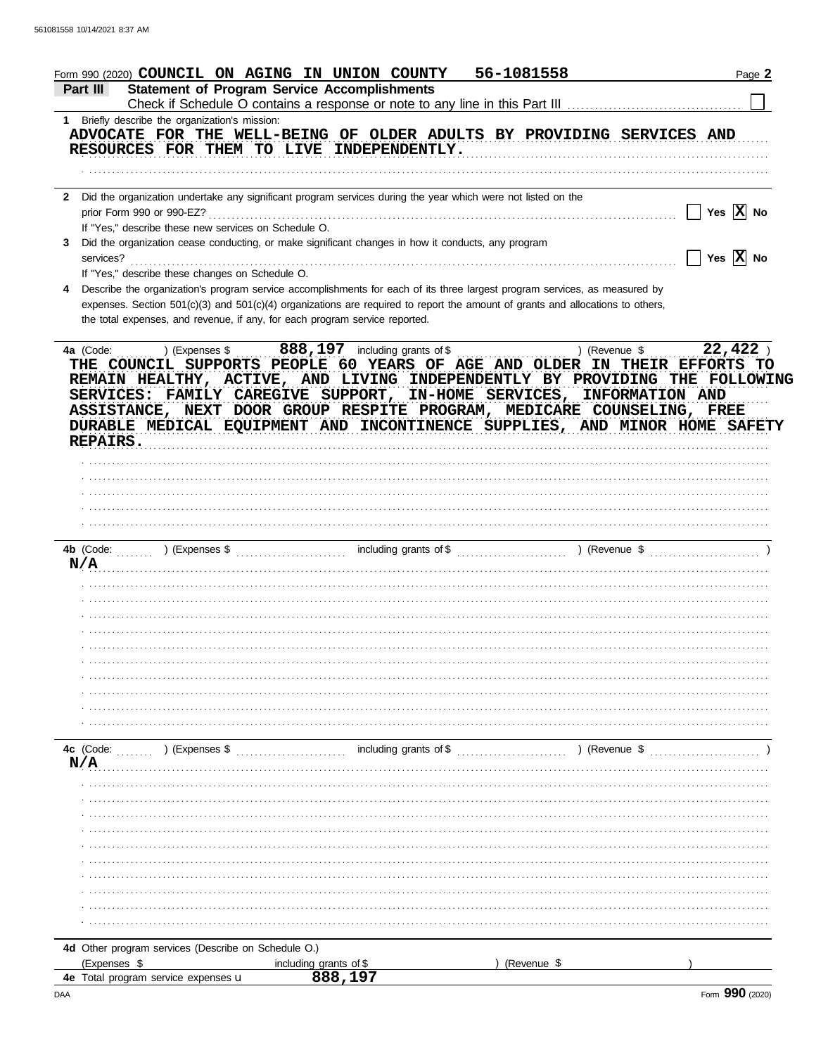Form 990 (2020) **COUNCIL ON AGING IN UNION COUNTY** **56-1081558**

## Part III — Statement of Program Service Accomplishments

Check if Schedule O contains a response or note to any line in this Part III ☐

**1** Briefly describe the organization's mission:

ADVOCATE FOR THE WELL-BEING OF OLDER ADULTS BY PROVIDING SERVICES AND RESOURCES FOR THEM TO LIVE INDEPENDENTLY.

**2** Did the organization undertake any significant program services during the year which were not listed on the prior Form 990 or 990-EZ? ☐ Yes ☒ No

If "Yes," describe these new services on Schedule O.

**3** Did the organization cease conducting, or make significant changes in how it conducts, any program services? ☐ Yes ☒ No

If "Yes," describe these changes on Schedule O.

**4** Describe the organization's program service accomplishments for each of its three largest program services, as measured by expenses. Section 501(c)(3) and 501(c)(4) organizations are required to report the amount of grants and allocations to others, the total expenses, and revenue, if any, for each program service reported.

**4a** (Code: ) (Expenses $ **888,197** including grants of $ ) (Revenue $ **22,422** )

THE COUNCIL SUPPORTS PEOPLE 60 YEARS OF AGE AND OLDER IN THEIR EFFORTS TO REMAIN HEALTHY, ACTIVE, AND LIVING INDEPENDENTLY BY PROVIDING THE FOLLOWING SERVICES: FAMILY CAREGIVE SUPPORT, IN-HOME SERVICES, INFORMATION AND ASSISTANCE, NEXT DOOR GROUP RESPITE PROGRAM, MEDICARE COUNSELING, FREE DURABLE MEDICAL EQUIPMENT AND INCONTINENCE SUPPLIES, AND MINOR HOME SAFETY REPAIRS.

**4b** (Code: ) (Expenses $ including grants of $ ) (Revenue $ )

N/A

**4c** (Code: ) (Expenses $ including grants of $ ) (Revenue $ )

N/A

**4d** Other program services (Describe on Schedule O.)

(Expenses $ including grants of $ ) (Revenue $ )

**4e** Total program service expenses **888,197**

Form **990** (2020)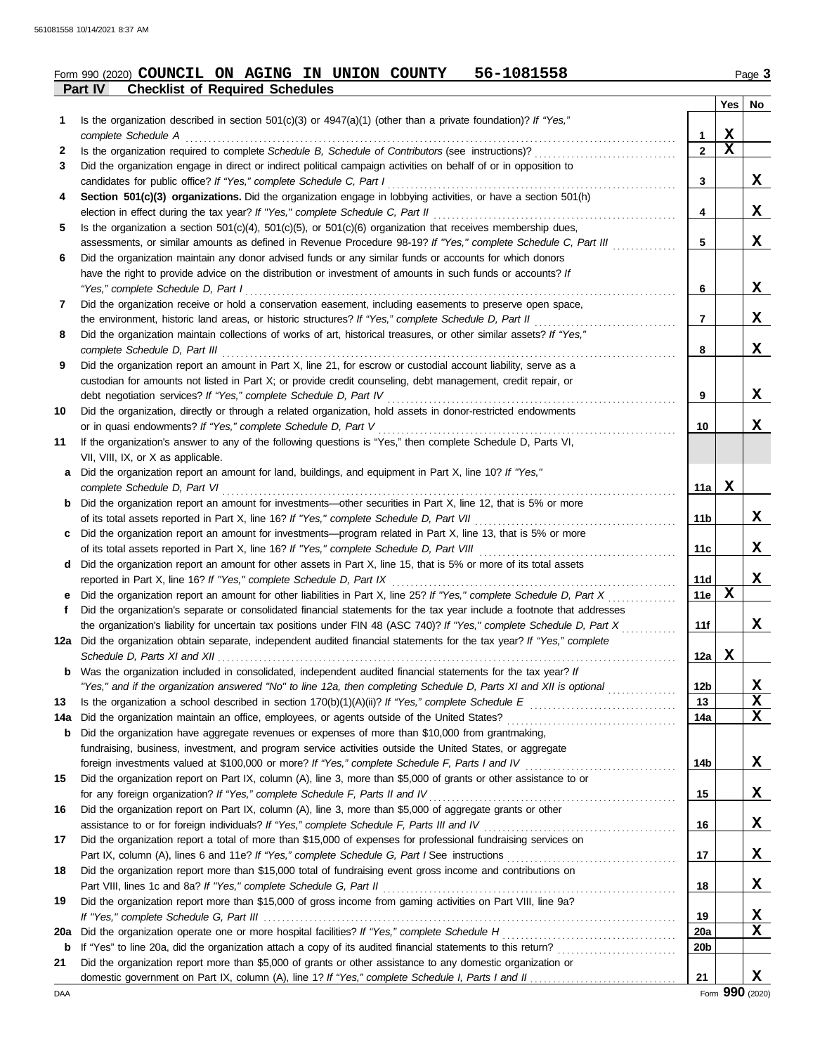Form 990 (2020) **COUNCIL ON AGING IN UNION COUNTY 56-1081558** Page 3

## Part IV Checklist of Required Schedules

| | | | Yes | No |
|---|---|---|---|---|
| 1 | Is the organization described in section 501(c)(3) or 4947(a)(1) (other than a private foundation)? *If "Yes," complete Schedule A* | 1 | X | |
| 2 | Is the organization required to complete *Schedule B, Schedule of Contributors* (see instructions)? | 2 | X | |
| 3 | Did the organization engage in direct or indirect political campaign activities on behalf of or in opposition to candidates for public office? *If "Yes," complete Schedule C, Part I* | 3 | | X |
| 4 | **Section 501(c)(3) organizations.** Did the organization engage in lobbying activities, or have a section 501(h) election in effect during the tax year? *If "Yes," complete Schedule C, Part II* | 4 | | X |
| 5 | Is the organization a section 501(c)(4), 501(c)(5), or 501(c)(6) organization that receives membership dues, assessments, or similar amounts as defined in Revenue Procedure 98-19? *If "Yes," complete Schedule C, Part III* | 5 | | X |
| 6 | Did the organization maintain any donor advised funds or any similar funds or accounts for which donors have the right to provide advice on the distribution or investment of amounts in such funds or accounts? *If "Yes," complete Schedule D, Part I* | 6 | | X |
| 7 | Did the organization receive or hold a conservation easement, including easements to preserve open space, the environment, historic land areas, or historic structures? *If "Yes," complete Schedule D, Part II* | 7 | | X |
| 8 | Did the organization maintain collections of works of art, historical treasures, or other similar assets? *If "Yes," complete Schedule D, Part III* | 8 | | X |
| 9 | Did the organization report an amount in Part X, line 21, for escrow or custodial account liability, serve as a custodian for amounts not listed in Part X; or provide credit counseling, debt management, credit repair, or debt negotiation services? *If "Yes," complete Schedule D, Part IV* | 9 | | X |
| 10 | Did the organization, directly or through a related organization, hold assets in donor-restricted endowments or in quasi endowments? *If "Yes," complete Schedule D, Part V* | 10 | | X |
| 11 | If the organization's answer to any of the following questions is "Yes," then complete Schedule D, Parts VI, VII, VIII, IX, or X as applicable. | | | |
| a | Did the organization report an amount for land, buildings, and equipment in Part X, line 10? *If "Yes," complete Schedule D, Part VI* | 11a | X | |
| b | Did the organization report an amount for investments—other securities in Part X, line 12, that is 5% or more of its total assets reported in Part X, line 16? *If "Yes," complete Schedule D, Part VII* | 11b | | X |
| c | Did the organization report an amount for investments—program related in Part X, line 13, that is 5% or more of its total assets reported in Part X, line 16? *If "Yes," complete Schedule D, Part VIII* | 11c | | X |
| d | Did the organization report an amount for other assets in Part X, line 15, that is 5% or more of its total assets reported in Part X, line 16? *If "Yes," complete Schedule D, Part IX* | 11d | | X |
| e | Did the organization report an amount for other liabilities in Part X, line 25? *If "Yes," complete Schedule D, Part X* | 11e | X | |
| f | Did the organization's separate or consolidated financial statements for the tax year include a footnote that addresses the organization's liability for uncertain tax positions under FIN 48 (ASC 740)? *If "Yes," complete Schedule D, Part X* | 11f | | X |
| 12a | Did the organization obtain separate, independent audited financial statements for the tax year? *If "Yes," complete Schedule D, Parts XI and XII* | 12a | X | |
| b | Was the organization included in consolidated, independent audited financial statements for the tax year? *If "Yes," and if the organization answered "No" to line 12a, then completing Schedule D, Parts XI and XII is optional* | 12b | | X |
| 13 | Is the organization a school described in section 170(b)(1)(A)(ii)? *If "Yes," complete Schedule E* | 13 | | X |
| 14a | Did the organization maintain an office, employees, or agents outside of the United States? | 14a | | X |
| b | Did the organization have aggregate revenues or expenses of more than $10,000 from grantmaking, fundraising, business, investment, and program service activities outside the United States, or aggregate foreign investments valued at $100,000 or more? *If "Yes," complete Schedule F, Parts I and IV* | 14b | | X |
| 15 | Did the organization report on Part IX, column (A), line 3, more than $5,000 of grants or other assistance to or for any foreign organization? *If "Yes," complete Schedule F, Parts II and IV* | 15 | | X |
| 16 | Did the organization report on Part IX, column (A), line 3, more than $5,000 of aggregate grants or other assistance to or for foreign individuals? *If "Yes," complete Schedule F, Parts III and IV* | 16 | | X |
| 17 | Did the organization report a total of more than $15,000 of expenses for professional fundraising services on Part IX, column (A), lines 6 and 11e? *If "Yes," complete Schedule G, Part I* See instructions | 17 | | X |
| 18 | Did the organization report more than $15,000 total of fundraising event gross income and contributions on Part VIII, lines 1c and 8a? *If "Yes," complete Schedule G, Part II* | 18 | | X |
| 19 | Did the organization report more than $15,000 of gross income from gaming activities on Part VIII, line 9a? *If "Yes," complete Schedule G, Part III* | 19 | | X |
| 20a | Did the organization operate one or more hospital facilities? *If "Yes," complete Schedule H* | 20a | | X |
| b | If "Yes" to line 20a, did the organization attach a copy of its audited financial statements to this return? | 20b | | |
| 21 | Did the organization report more than $5,000 of grants or other assistance to any domestic organization or domestic government on Part IX, column (A), line 1? *If "Yes," complete Schedule I, Parts I and II* | 21 | | X |

Form **990** (2020)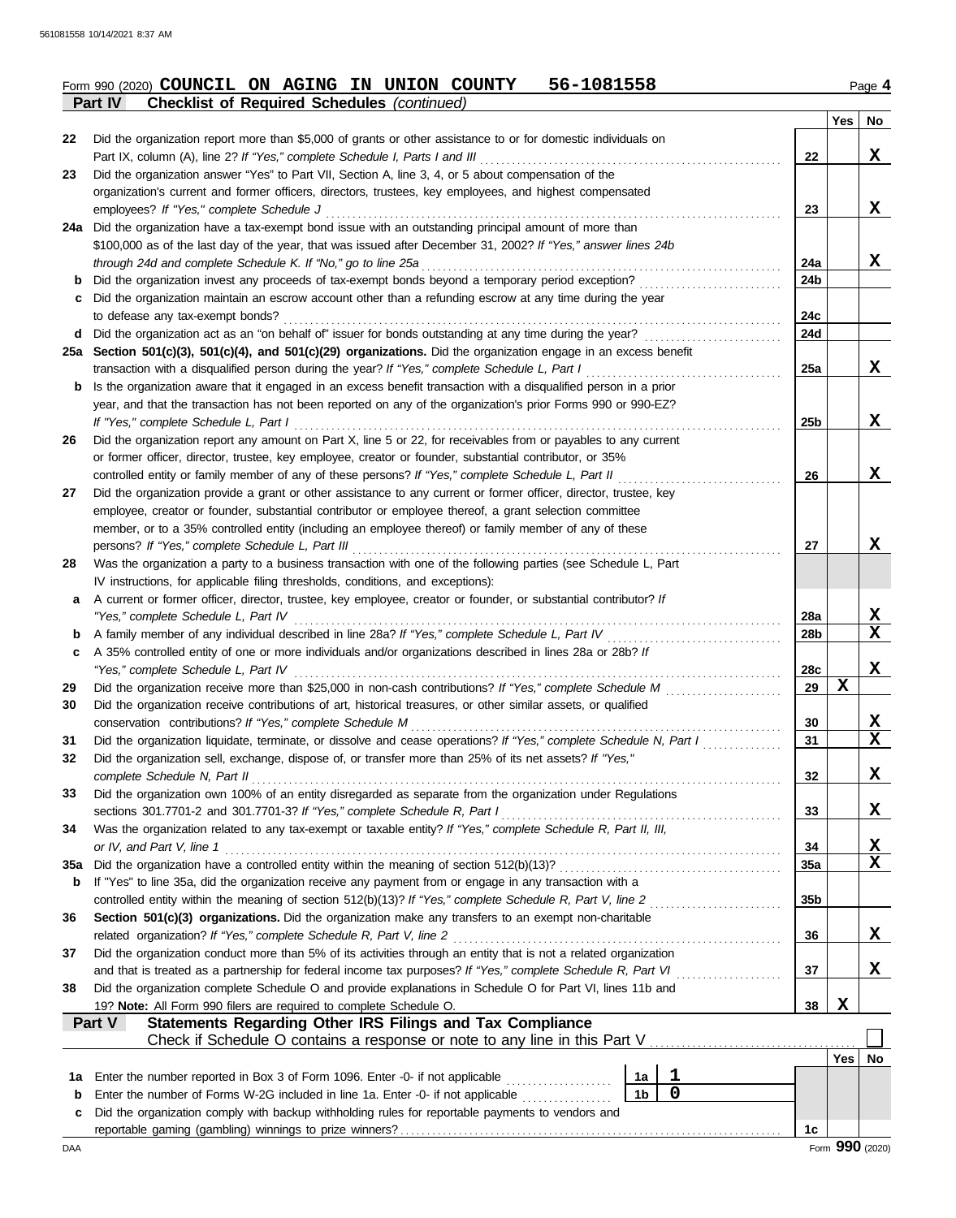Form 990 (2020) **COUNCIL ON AGING IN UNION COUNTY 56-1081558** Page **4**

**Part IV Checklist of Required Schedules** *(continued)*

| | | | Yes | No |
|---|---|---|---|---|
| **22** | Did the organization report more than $5,000 of grants or other assistance to or for domestic individuals on Part IX, column (A), line 2? *If "Yes," complete Schedule I, Parts I and III* | **22** | | X |
| **23** | Did the organization answer "Yes" to Part VII, Section A, line 3, 4, or 5 about compensation of the organization's current and former officers, directors, trustees, key employees, and highest compensated employees? *If "Yes," complete Schedule J* | **23** | | X |
| **24a** | Did the organization have a tax-exempt bond issue with an outstanding principal amount of more than $100,000 as of the last day of the year, that was issued after December 31, 2002? *If "Yes," answer lines 24b through 24d and complete Schedule K. If "No," go to line 25a* | **24a** | | X |
| **b** | Did the organization invest any proceeds of tax-exempt bonds beyond a temporary period exception? | **24b** | | |
| **c** | Did the organization maintain an escrow account other than a refunding escrow at any time during the year to defease any tax-exempt bonds? | **24c** | | |
| **d** | Did the organization act as an "on behalf of" issuer for bonds outstanding at any time during the year? | **24d** | | |
| **25a** | **Section 501(c)(3), 501(c)(4), and 501(c)(29) organizations.** Did the organization engage in an excess benefit transaction with a disqualified person during the year? *If "Yes," complete Schedule L, Part I* | **25a** | | X |
| **b** | Is the organization aware that it engaged in an excess benefit transaction with a disqualified person in a prior year, and that the transaction has not been reported on any of the organization's prior Forms 990 or 990-EZ? *If "Yes," complete Schedule L, Part I* | **25b** | | X |
| **26** | Did the organization report any amount on Part X, line 5 or 22, for receivables from or payables to any current or former officer, director, trustee, key employee, creator or founder, substantial contributor, or 35% controlled entity or family member of any of these persons? *If "Yes," complete Schedule L, Part II* | **26** | | X |
| **27** | Did the organization provide a grant or other assistance to any current or former officer, director, trustee, key employee, creator or founder, substantial contributor or employee thereof, a grant selection committee member, or to a 35% controlled entity (including an employee thereof) or family member of any of these persons? *If "Yes," complete Schedule L, Part III* | **27** | | X |
| **28** | Was the organization a party to a business transaction with one of the following parties (see Schedule L, Part IV instructions, for applicable filing thresholds, conditions, and exceptions): | | | |
| **a** | A current or former officer, director, trustee, key employee, creator or founder, or substantial contributor? *If "Yes," complete Schedule L, Part IV* | **28a** | | X |
| **b** | A family member of any individual described in line 28a? *If "Yes," complete Schedule L, Part IV* | **28b** | | X |
| **c** | A 35% controlled entity of one or more individuals and/or organizations described in lines 28a or 28b? *If "Yes," complete Schedule L, Part IV* | **28c** | | X |
| **29** | Did the organization receive more than $25,000 in non-cash contributions? *If "Yes," complete Schedule M* | **29** | X | |
| **30** | Did the organization receive contributions of art, historical treasures, or other similar assets, or qualified conservation contributions? *If "Yes," complete Schedule M* | **30** | | X |
| **31** | Did the organization liquidate, terminate, or dissolve and cease operations? *If "Yes," complete Schedule N, Part I* | **31** | | X |
| **32** | Did the organization sell, exchange, dispose of, or transfer more than 25% of its net assets? *If "Yes," complete Schedule N, Part II* | **32** | | X |
| **33** | Did the organization own 100% of an entity disregarded as separate from the organization under Regulations sections 301.7701-2 and 301.7701-3? *If "Yes," complete Schedule R, Part I* | **33** | | X |
| **34** | Was the organization related to any tax-exempt or taxable entity? *If "Yes," complete Schedule R, Part II, III, or IV, and Part V, line 1* | **34** | | X |
| **35a** | Did the organization have a controlled entity within the meaning of section 512(b)(13)? | **35a** | | X |
| **b** | If "Yes" to line 35a, did the organization receive any payment from or engage in any transaction with a controlled entity within the meaning of section 512(b)(13)? *If "Yes," complete Schedule R, Part V, line 2* | **35b** | | |
| **36** | **Section 501(c)(3) organizations.** Did the organization make any transfers to an exempt non-charitable related organization? *If "Yes," complete Schedule R, Part V, line 2* | **36** | | X |
| **37** | Did the organization conduct more than 5% of its activities through an entity that is not a related organization and that is treated as a partnership for federal income tax purposes? *If "Yes," complete Schedule R, Part VI* | **37** | | X |
| **38** | Did the organization complete Schedule O and provide explanations in Schedule O for Part VI, lines 11b and 19? **Note:** All Form 990 filers are required to complete Schedule O. | **38** | X | |

**Part V Statements Regarding Other IRS Filings and Tax Compliance**

Check if Schedule O contains a response or note to any line in this Part V ☐

| | | | | | Yes | No |
|---|---|---|---|---|---|---|
| **1a** | Enter the number reported in Box 3 of Form 1096. Enter -0- if not applicable | 1a | 1 | | | |
| **b** | Enter the number of Forms W-2G included in line 1a. Enter -0- if not applicable | 1b | 0 | | | |
| **c** | Did the organization comply with backup withholding rules for reportable payments to vendors and reportable gaming (gambling) winnings to prize winners? | | | **1c** | | |

DAA Form **990** (2020)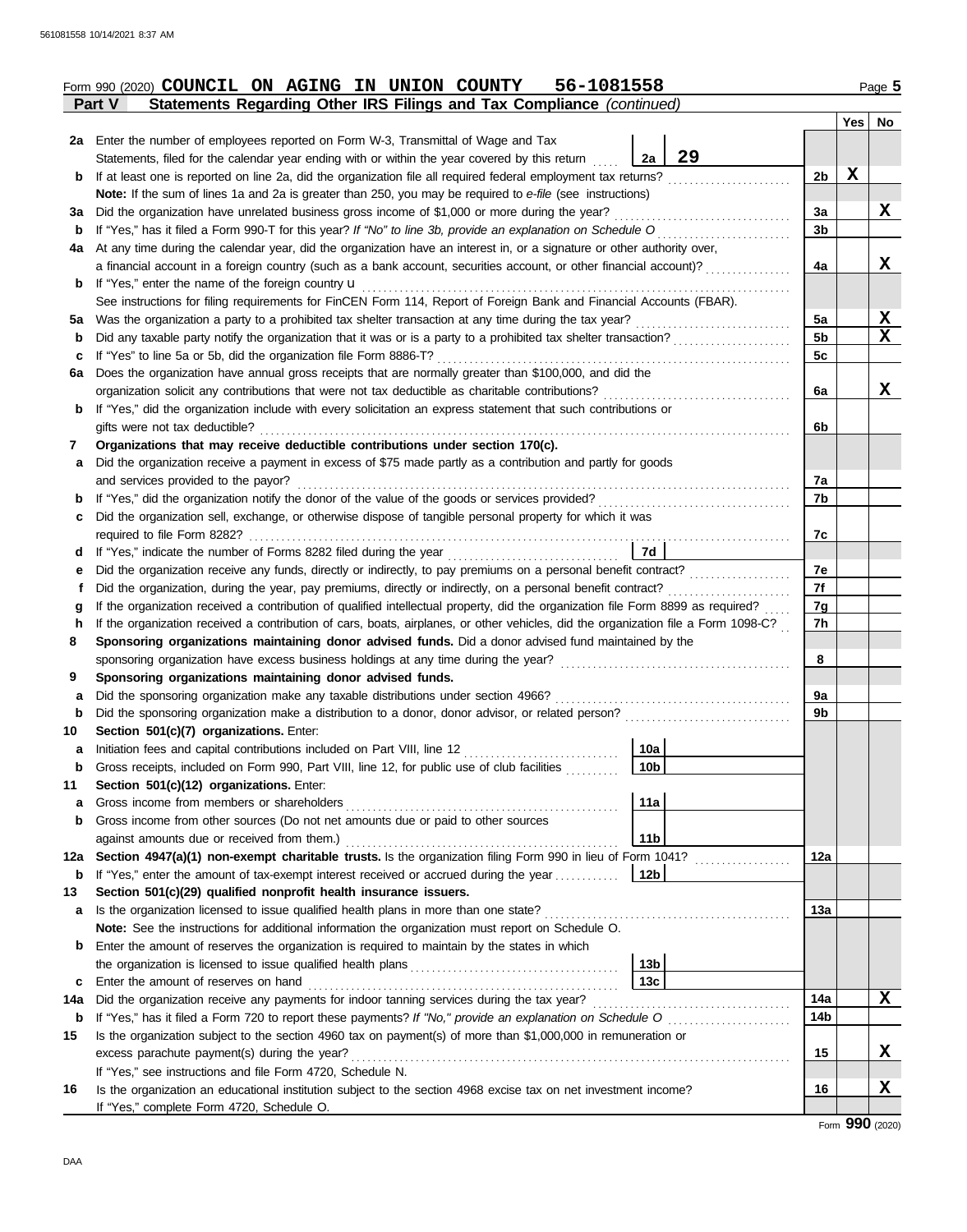Form 990 (2020) **COUNCIL ON AGING IN UNION COUNTY 56-1081558** Page 5

**Part V Statements Regarding Other IRS Filings and Tax Compliance** *(continued)*

| | | | | | Yes | No |
|---|---|---|---|---|---|---|
| **2a** | Enter the number of employees reported on Form W-3, Transmittal of Wage and Tax Statements, filed for the calendar year ending with or within the year covered by this return | 2a | 29 | | | |
| **b** | If at least one is reported on line 2a, did the organization file all required federal employment tax returns? | | | 2b | X | |
| | **Note:** If the sum of lines 1a and 2a is greater than 250, you may be required to *e-file* (see instructions) | | | | | |
| **3a** | Did the organization have unrelated business gross income of $1,000 or more during the year? | | | 3a | | X |
| **b** | If "Yes," has it filed a Form 990-T for this year? *If "No" to line 3b, provide an explanation on Schedule O* | | | 3b | | |
| **4a** | At any time during the calendar year, did the organization have an interest in, or a signature or other authority over, a financial account in a foreign country (such as a bank account, securities account, or other financial account)? | | | 4a | | X |
| **b** | If "Yes," enter the name of the foreign country u | | | | | |
| | See instructions for filing requirements for FinCEN Form 114, Report of Foreign Bank and Financial Accounts (FBAR). | | | | | |
| **5a** | Was the organization a party to a prohibited tax shelter transaction at any time during the tax year? | | | 5a | | X |
| **b** | Did any taxable party notify the organization that it was or is a party to a prohibited tax shelter transaction? | | | 5b | | X |
| **c** | If "Yes" to line 5a or 5b, did the organization file Form 8886-T? | | | 5c | | |
| **6a** | Does the organization have annual gross receipts that are normally greater than $100,000, and did the organization solicit any contributions that were not tax deductible as charitable contributions? | | | 6a | | X |
| **b** | If "Yes," did the organization include with every solicitation an express statement that such contributions or gifts were not tax deductible? | | | 6b | | |
| **7** | **Organizations that may receive deductible contributions under section 170(c).** | | | | | |
| **a** | Did the organization receive a payment in excess of $75 made partly as a contribution and partly for goods and services provided to the payor? | | | 7a | | |
| **b** | If "Yes," did the organization notify the donor of the value of the goods or services provided? | | | 7b | | |
| **c** | Did the organization sell, exchange, or otherwise dispose of tangible personal property for which it was required to file Form 8282? | | | 7c | | |
| **d** | If "Yes," indicate the number of Forms 8282 filed during the year | 7d | | | | |
| **e** | Did the organization receive any funds, directly or indirectly, to pay premiums on a personal benefit contract? | | | 7e | | |
| **f** | Did the organization, during the year, pay premiums, directly or indirectly, on a personal benefit contract? | | | 7f | | |
| **g** | If the organization received a contribution of qualified intellectual property, did the organization file Form 8899 as required? | | | 7g | | |
| **h** | If the organization received a contribution of cars, boats, airplanes, or other vehicles, did the organization file a Form 1098-C? | | | 7h | | |
| **8** | **Sponsoring organizations maintaining donor advised funds.** Did a donor advised fund maintained by the sponsoring organization have excess business holdings at any time during the year? | | | 8 | | |
| **9** | **Sponsoring organizations maintaining donor advised funds.** | | | | | |
| **a** | Did the sponsoring organization make any taxable distributions under section 4966? | | | 9a | | |
| **b** | Did the sponsoring organization make a distribution to a donor, donor advisor, or related person? | | | 9b | | |
| **10** | **Section 501(c)(7) organizations.** Enter: | | | | | |
| **a** | Initiation fees and capital contributions included on Part VIII, line 12 | 10a | | | | |
| **b** | Gross receipts, included on Form 990, Part VIII, line 12, for public use of club facilities | 10b | | | | |
| **11** | **Section 501(c)(12) organizations.** Enter: | | | | | |
| **a** | Gross income from members or shareholders | 11a | | | | |
| **b** | Gross income from other sources (Do not net amounts due or paid to other sources against amounts due or received from them.) | 11b | | | | |
| **12a** | **Section 4947(a)(1) non-exempt charitable trusts.** Is the organization filing Form 990 in lieu of Form 1041? | | | 12a | | |
| **b** | If "Yes," enter the amount of tax-exempt interest received or accrued during the year | 12b | | | | |
| **13** | **Section 501(c)(29) qualified nonprofit health insurance issuers.** | | | | | |
| **a** | Is the organization licensed to issue qualified health plans in more than one state? | | | 13a | | |
| | **Note:** See the instructions for additional information the organization must report on Schedule O. | | | | | |
| **b** | Enter the amount of reserves the organization is required to maintain by the states in which the organization is licensed to issue qualified health plans | 13b | | | | |
| **c** | Enter the amount of reserves on hand | 13c | | | | |
| **14a** | Did the organization receive any payments for indoor tanning services during the tax year? | | | 14a | | X |
| **b** | If "Yes," has it filed a Form 720 to report these payments? *If "No," provide an explanation on Schedule O* | | | 14b | | |
| **15** | Is the organization subject to the section 4960 tax on payment(s) of more than $1,000,000 in remuneration or excess parachute payment(s) during the year? | | | 15 | | X |
| | If "Yes," see instructions and file Form 4720, Schedule N. | | | | | |
| **16** | Is the organization an educational institution subject to the section 4968 excise tax on net investment income? | | | 16 | | X |
| | If "Yes," complete Form 4720, Schedule O. | | | | | |

Form **990** (2020)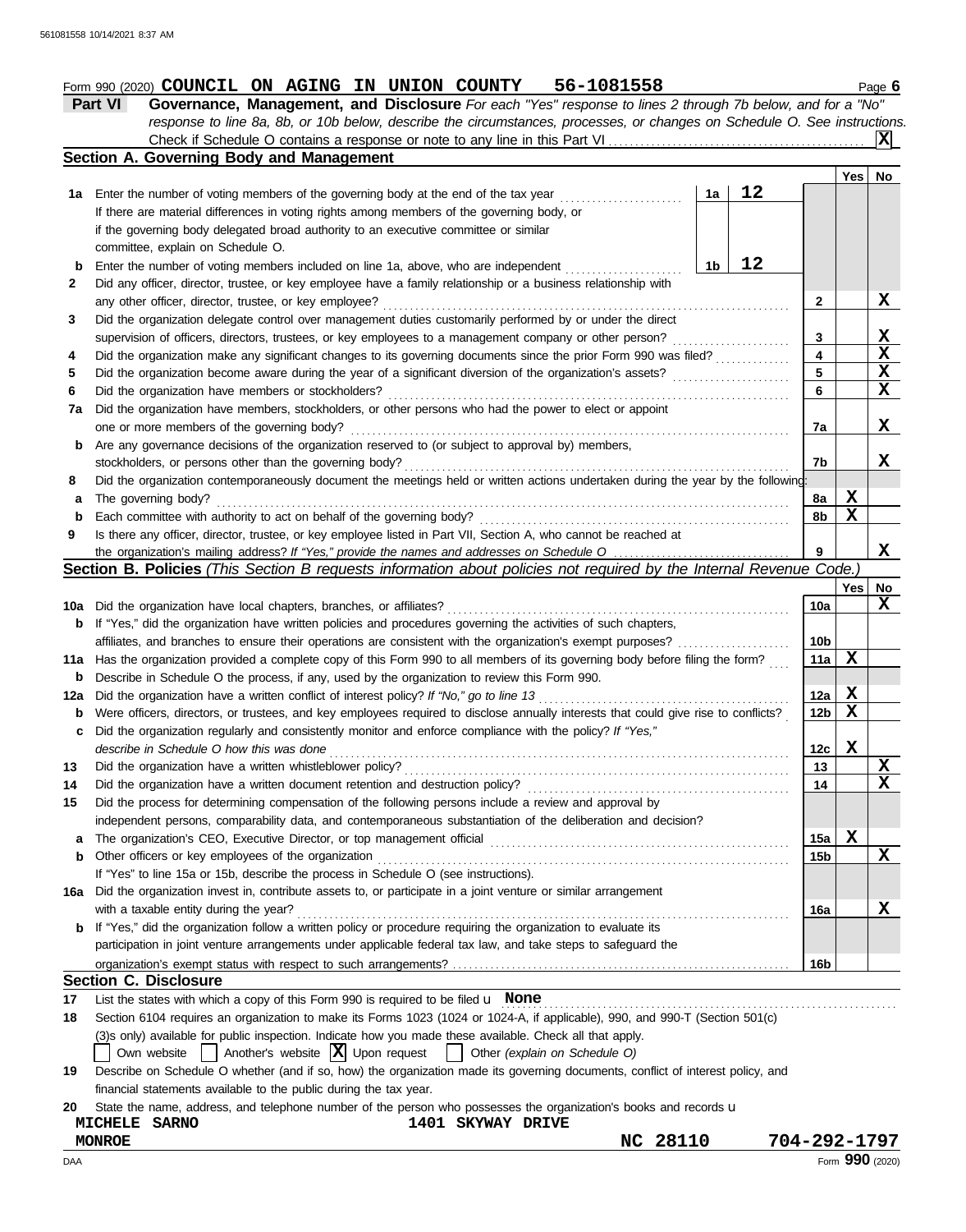Form 990 (2020) **COUNCIL ON AGING IN UNION COUNTY 56-1081558** Page 6

## Part VI Governance, Management, and Disclosure

*For each "Yes" response to lines 2 through 7b below, and for a "No" response to line 8a, 8b, or 10b below, describe the circumstances, processes, or changes on Schedule O. See instructions.*

Check if Schedule O contains a response or note to any line in this Part VI ... [X]

### Section A. Governing Body and Management

| Line | Description | | Value | Yes | No |
|---|---|---|---|---|---|
| 1a | Enter the number of voting members of the governing body at the end of the tax year. If there are material differences in voting rights among members of the governing body, or if the governing body delegated broad authority to an executive committee or similar committee, explain on Schedule O. | 1a | 12 | | |
| b | Enter the number of voting members included on line 1a, above, who are independent | 1b | 12 | | |
| 2 | Did any officer, director, trustee, or key employee have a family relationship or a business relationship with any other officer, director, trustee, or key employee? | 2 | | | X |
| 3 | Did the organization delegate control over management duties customarily performed by or under the direct supervision of officers, directors, trustees, or key employees to a management company or other person? | 3 | | | X |
| 4 | Did the organization make any significant changes to its governing documents since the prior Form 990 was filed? | 4 | | | X |
| 5 | Did the organization become aware during the year of a significant diversion of the organization's assets? | 5 | | | X |
| 6 | Did the organization have members or stockholders? | 6 | | | X |
| 7a | Did the organization have members, stockholders, or other persons who had the power to elect or appoint one or more members of the governing body? | 7a | | | X |
| b | Are any governance decisions of the organization reserved to (or subject to approval by) members, stockholders, or persons other than the governing body? | 7b | | | X |
| 8 | Did the organization contemporaneously document the meetings held or written actions undertaken during the year by the following: | | | | |
| a | The governing body? | 8a | | X | |
| b | Each committee with authority to act on behalf of the governing body? | 8b | | X | |
| 9 | Is there any officer, director, trustee, or key employee listed in Part VII, Section A, who cannot be reached at the organization's mailing address? *If "Yes," provide the names and addresses on Schedule O* | 9 | | | X |

### Section B. Policies *(This Section B requests information about policies not required by the Internal Revenue Code.)*

| Line | Description | | Yes | No |
|---|---|---|---|---|
| 10a | Did the organization have local chapters, branches, or affiliates? | 10a | | X |
| b | If "Yes," did the organization have written policies and procedures governing the activities of such chapters, affiliates, and branches to ensure their operations are consistent with the organization's exempt purposes? | 10b | | |
| 11a | Has the organization provided a complete copy of this Form 990 to all members of its governing body before filing the form? | 11a | X | |
| b | Describe in Schedule O the process, if any, used by the organization to review this Form 990. | | | |
| 12a | Did the organization have a written conflict of interest policy? *If "No," go to line 13* | 12a | X | |
| b | Were officers, directors, or trustees, and key employees required to disclose annually interests that could give rise to conflicts? | 12b | X | |
| c | Did the organization regularly and consistently monitor and enforce compliance with the policy? *If "Yes," describe in Schedule O how this was done* | 12c | X | |
| 13 | Did the organization have a written whistleblower policy? | 13 | | X |
| 14 | Did the organization have a written document retention and destruction policy? | 14 | | X |
| 15 | Did the process for determining compensation of the following persons include a review and approval by independent persons, comparability data, and contemporaneous substantiation of the deliberation and decision? | | | |
| a | The organization's CEO, Executive Director, or top management official | 15a | X | |
| b | Other officers or key employees of the organization | 15b | | X |
| | If "Yes" to line 15a or 15b, describe the process in Schedule O (see instructions). | | | |
| 16a | Did the organization invest in, contribute assets to, or participate in a joint venture or similar arrangement with a taxable entity during the year? | 16a | | X |
| b | If "Yes," did the organization follow a written policy or procedure requiring the organization to evaluate its participation in joint venture arrangements under applicable federal tax law, and take steps to safeguard the organization's exempt status with respect to such arrangements? | 16b | | |

### Section C. Disclosure

17 List the states with which a copy of this Form 990 is required to be filed u **None**

18 Section 6104 requires an organization to make its Forms 1023 (1024 or 1024-A, if applicable), 990, and 990-T (Section 501(c)(3)s only) available for public inspection. Indicate how you made these available. Check all that apply.

[ ] Own website [ ] Another's website [X] Upon request [ ] Other *(explain on Schedule O)*

19 Describe on Schedule O whether (and if so, how) the organization made its governing documents, conflict of interest policy, and financial statements available to the public during the tax year.

20 State the name, address, and telephone number of the person who possesses the organization's books and records u

**MICHELE SARNO** **1401 SKYWAY DRIVE**
**MONROE** **NC 28110** **704-292-1797**

Form **990** (2020)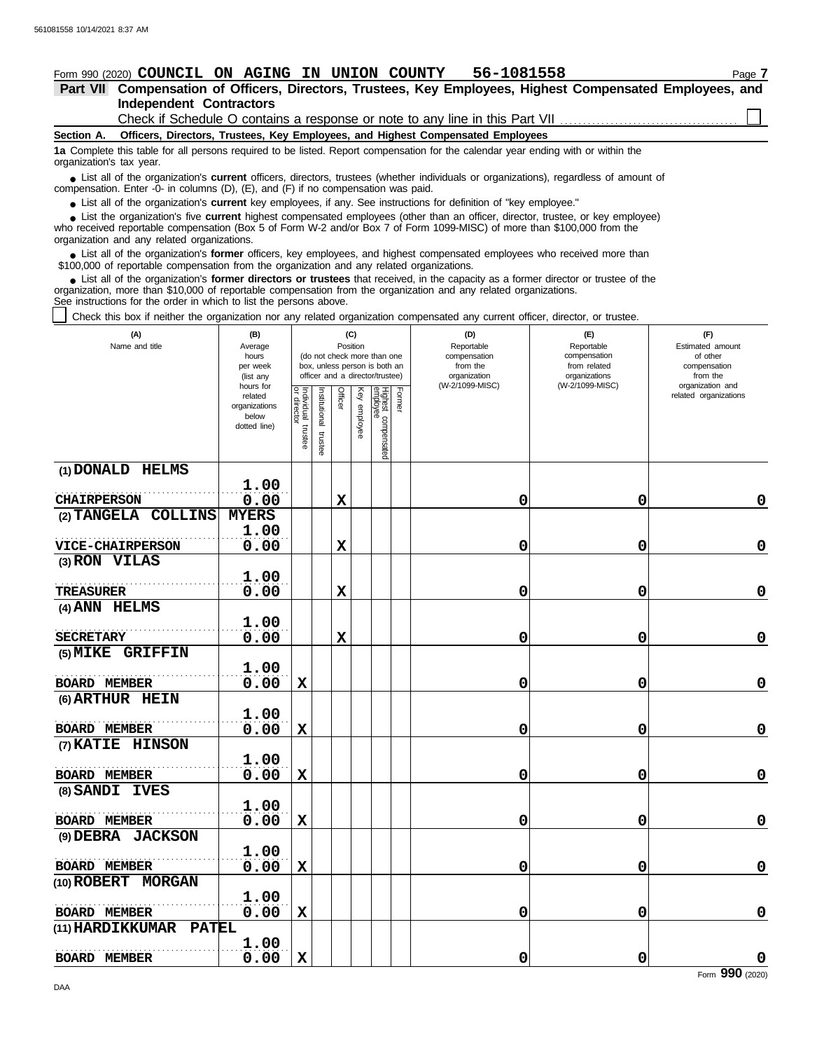Form 990 (2020) **COUNCIL ON AGING IN UNION COUNTY 56-1081558**

**Part VII Compensation of Officers, Directors, Trustees, Key Employees, Highest Compensated Employees, and Independent Contractors**

Check if Schedule O contains a response or note to any line in this Part VII ☐

**Section A. Officers, Directors, Trustees, Key Employees, and Highest Compensated Employees**

**1a** Complete this table for all persons required to be listed. Report compensation for the calendar year ending with or within the organization's tax year.

- List all of the organization's **current** officers, directors, trustees (whether individuals or organizations), regardless of amount of compensation. Enter -0- in columns (D), (E), and (F) if no compensation was paid.
- List all of the organization's **current** key employees, if any. See instructions for definition of "key employee."
- List the organization's five **current** highest compensated employees (other than an officer, director, trustee, or key employee) who received reportable compensation (Box 5 of Form W-2 and/or Box 7 of Form 1099-MISC) of more than $100,000 from the organization and any related organizations.
- List all of the organization's **former** officers, key employees, and highest compensated employees who received more than $100,000 of reportable compensation from the organization and any related organizations.
- List all of the organization's **former directors or trustees** that received, in the capacity as a former director or trustee of the organization, more than $10,000 of reportable compensation from the organization and any related organizations.

See instructions for the order in which to list the persons above.

☐ Check this box if neither the organization nor any related organization compensated any current officer, director, or trustee.

| (A) Name and title | (B) Average hours per week (list any hours for related organizations below dotted line) | (C) Position (do not check more than one box, unless person is both an officer and a director/trustee) | | | | | | (D) Reportable compensation from the organization (W-2/1099-MISC) | (E) Reportable compensation from related organizations (W-2/1099-MISC) | (F) Estimated amount of other compensation from the organization and related organizations |
|---|---|---|---|---|---|---|---|---|---|---|
| | | Individual trustee or director | Institutional trustee | Officer | Key employee | Highest compensated employee | Former | | | |
| (1) DONALD HELMS<br>CHAIRPERSON | 1.00<br>0.00 | | | X | | | | 0 | 0 | 0 |
| (2) TANGELA COLLINS MYERS<br>VICE-CHAIRPERSON | 1.00<br>0.00 | | | X | | | | 0 | 0 | 0 |
| (3) RON VILAS<br>TREASURER | 1.00<br>0.00 | | | X | | | | 0 | 0 | 0 |
| (4) ANN HELMS<br>SECRETARY | 1.00<br>0.00 | | | X | | | | 0 | 0 | 0 |
| (5) MIKE GRIFFIN<br>BOARD MEMBER | 1.00<br>0.00 | X | | | | | | 0 | 0 | 0 |
| (6) ARTHUR HEIN<br>BOARD MEMBER | 1.00<br>0.00 | X | | | | | | 0 | 0 | 0 |
| (7) KATIE HINSON<br>BOARD MEMBER | 1.00<br>0.00 | X | | | | | | 0 | 0 | 0 |
| (8) SANDI IVES<br>BOARD MEMBER | 1.00<br>0.00 | X | | | | | | 0 | 0 | 0 |
| (9) DEBRA JACKSON<br>BOARD MEMBER | 1.00<br>0.00 | X | | | | | | 0 | 0 | 0 |
| (10) ROBERT MORGAN<br>BOARD MEMBER | 1.00<br>0.00 | X | | | | | | 0 | 0 | 0 |
| (11) HARDIKKUMAR PATEL<br>BOARD MEMBER | 1.00<br>0.00 | X | | | | | | 0 | 0 | 0 |

Form **990** (2020)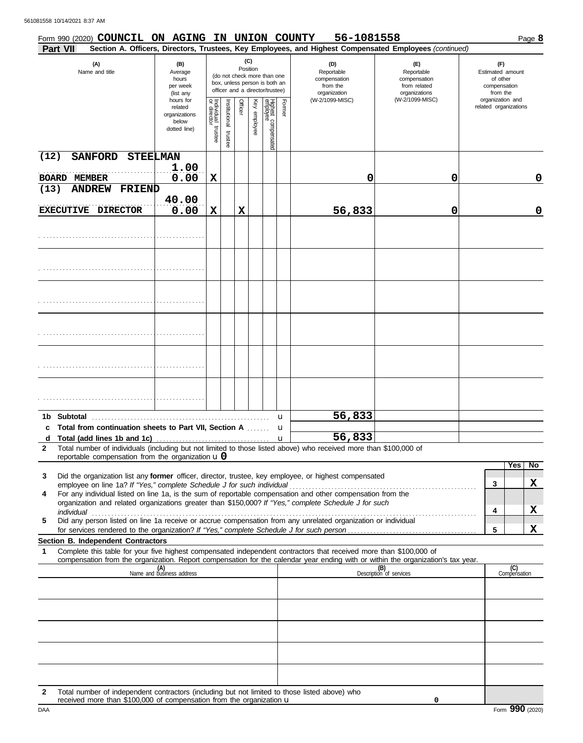Form 990 (2020) **COUNCIL ON AGING IN UNION COUNTY 56-1081558** Page **8**

**Part VII Section A. Officers, Directors, Trustees, Key Employees, and Highest Compensated Employees** *(continued)*

| (A) Name and title | (B) Average hours per week (list any hours for related organizations below dotted line) | (C) Position: Individual trustee or director | Institutional trustee | Officer | Key employee | Highest compensated employee | Former | (D) Reportable compensation from the organization (W-2/1099-MISC) | (E) Reportable compensation from related organizations (W-2/1099-MISC) | (F) Estimated amount of other compensation from the organization and related organizations |
|---|---|---|---|---|---|---|---|---|---|---|
| (12) SANFORD STEELMAN<br>BOARD MEMBER | 1.00<br>0.00 | X | | | | | | 0 | 0 | 0 |
| (13) ANDREW FRIEND<br>EXECUTIVE DIRECTOR | 40.00<br>0.00 | X | | X | | | | 56,833 | 0 | 0 |
| | | | | | | | | | | |
| | | | | | | | | | | |
| | | | | | | | | | | |
| | | | | | | | | | | |
| | | | | | | | | | | |
| | | | | | | | | | | |

| | | (D) | (E) | (F) |
|---|---|---|---|---|
| **1b** | **Subtotal** | 56,833 | | |
| **c** | **Total from continuation sheets to Part VII, Section A** | | | |
| **d** | **Total (add lines 1b and 1c)** | 56,833 | | |

**2** Total number of individuals (including but not limited to those listed above) who received more than $100,000 of reportable compensation from the organization u **0**

| | | | Yes | No |
|---|---|---|---|---|
| **3** | Did the organization list any **former** officer, director, trustee, key employee, or highest compensated employee on line 1a? *If "Yes," complete Schedule J for such individual* | **3** | | X |
| **4** | For any individual listed on line 1a, is the sum of reportable compensation and other compensation from the organization and related organizations greater than $150,000? *If "Yes," complete Schedule J for such individual* | **4** | | X |
| **5** | Did any person listed on line 1a receive or accrue compensation from any unrelated organization or individual for services rendered to the organization? *If "Yes," complete Schedule J for such person* | **5** | | X |

**Section B. Independent Contractors**

**1** Complete this table for your five highest compensated independent contractors that received more than $100,000 of compensation from the organization. Report compensation for the calendar year ending with or within the organization's tax year.

| (A) Name and business address | (B) Description of services | (C) Compensation |
|---|---|---|
| | | |
| | | |
| | | |
| | | |
| | | |

**2** Total number of independent contractors (including but not limited to those listed above) who received more than $100,000 of compensation from the organization u 0

Form **990** (2020)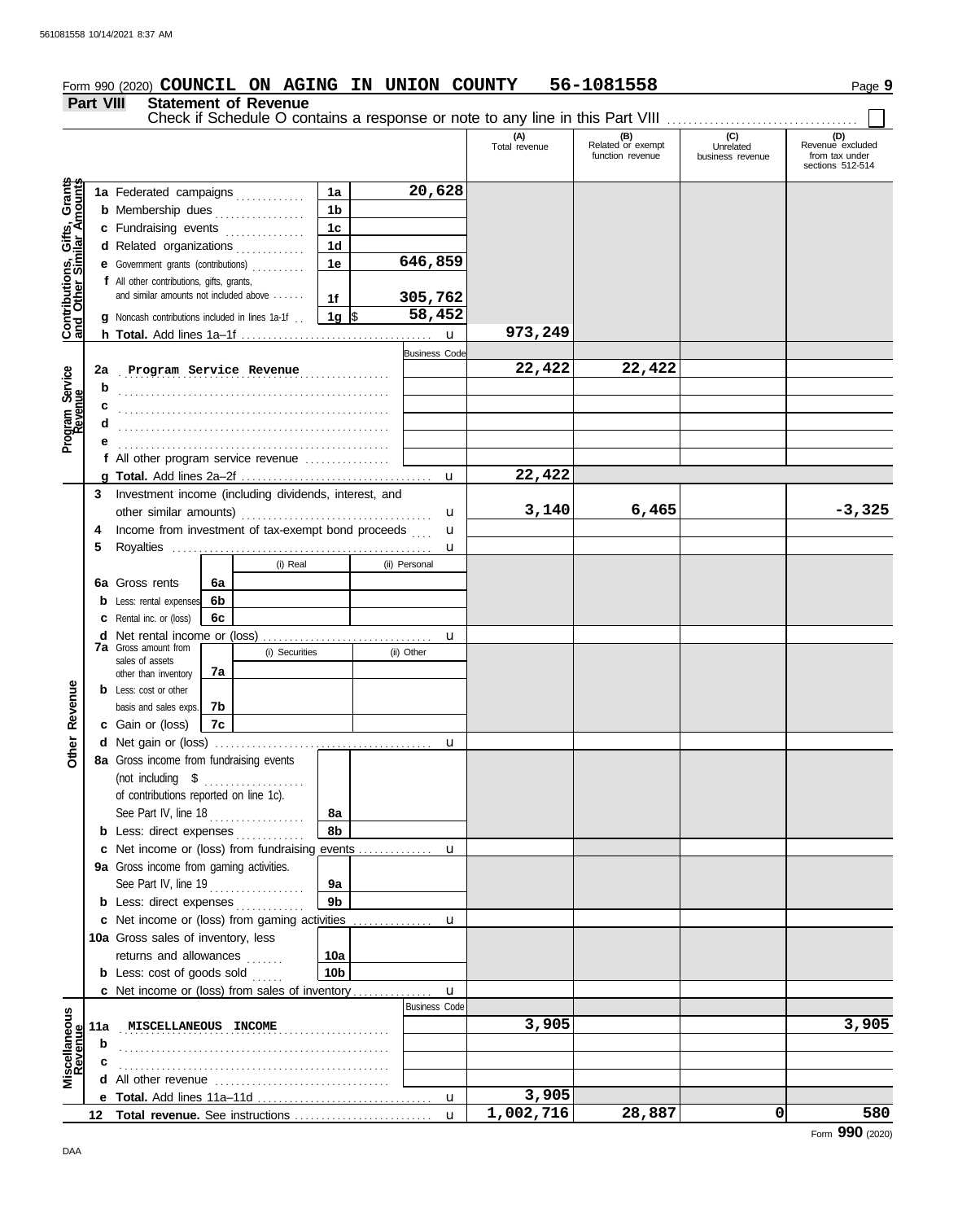Form 990 (2020) **COUNCIL ON AGING IN UNION COUNTY 56-1081558** Page **9**

## Part VIII Statement of Revenue

Check if Schedule O contains a response or note to any line in this Part VIII ☐

| Section | Line | Description | Box | Amount | (A) Total revenue | (B) Related or exempt function revenue | (C) Unrelated business revenue | (D) Revenue excluded from tax under sections 512-514 |
|---|---|---|---|---|---|---|---|---|
| Contributions, Gifts, Grants and Other Similar Amounts | 1a | Federated campaigns | 1a | 20,628 | | | | |
| | b | Membership dues | 1b | | | | | |
| | c | Fundraising events | 1c | | | | | |
| | d | Related organizations | 1d | | | | | |
| | e | Government grants (contributions) | 1e | 646,859 | | | | |
| | f | All other contributions, gifts, grants, and similar amounts not included above | 1f | 305,762 | | | | |
| | g | Noncash contributions included in lines 1a-1f | 1g | $ 58,452 | | | | |
| | h | **Total.** Add lines 1a–1f | | | 973,249 | | | |
| Program Service Revenue | | | | Business Code | | | | |
| | 2a | Program Service Revenue | | | 22,422 | 22,422 | | |
| | b | | | | | | | |
| | c | | | | | | | |
| | d | | | | | | | |
| | e | | | | | | | |
| | f | All other program service revenue | | | | | | |
| | g | **Total.** Add lines 2a–2f | | | 22,422 | | | |
| Other Revenue | 3 | Investment income (including dividends, interest, and other similar amounts) | | | 3,140 | 6,465 | | -3,325 |
| | 4 | Income from investment of tax-exempt bond proceeds | | | | | | |
| | 5 | Royalties | | | | | | |
| | | | (i) Real | (ii) Personal | | | | |
| | 6a | Gross rents | 6a | | | | | |
| | b | Less: rental expenses | 6b | | | | | |
| | c | Rental inc. or (loss) | 6c | | | | | |
| | d | Net rental income or (loss) | | | | | | |
| | | | (i) Securities | (ii) Other | | | | |
| | 7a | Gross amount from sales of assets other than inventory | 7a | | | | | |
| | b | Less: cost or other basis and sales exps. | 7b | | | | | |
| | c | Gain or (loss) | 7c | | | | | |
| | d | Net gain or (loss) | | | | | | |
| | 8a | Gross income from fundraising events (not including $ ........ of contributions reported on line 1c). See Part IV, line 18 | 8a | | | | | |
| | b | Less: direct expenses | 8b | | | | | |
| | c | Net income or (loss) from fundraising events | | | | | | |
| | 9a | Gross income from gaming activities. See Part IV, line 19 | 9a | | | | | |
| | b | Less: direct expenses | 9b | | | | | |
| | c | Net income or (loss) from gaming activities | | | | | | |
| | 10a | Gross sales of inventory, less returns and allowances | 10a | | | | | |
| | b | Less: cost of goods sold | 10b | | | | | |
| | c | Net income or (loss) from sales of inventory | | | | | | |
| Miscellaneous Revenue | | | | Business Code | | | | |
| | 11a | MISCELLANEOUS INCOME | | | 3,905 | | | 3,905 |
| | b | | | | | | | |
| | c | | | | | | | |
| | d | All other revenue | | | | | | |
| | e | **Total.** Add lines 11a–11d | | | 3,905 | | | |
| | 12 | **Total revenue.** See instructions | | | 1,002,716 | 28,887 | 0 | 580 |

Form **990** (2020)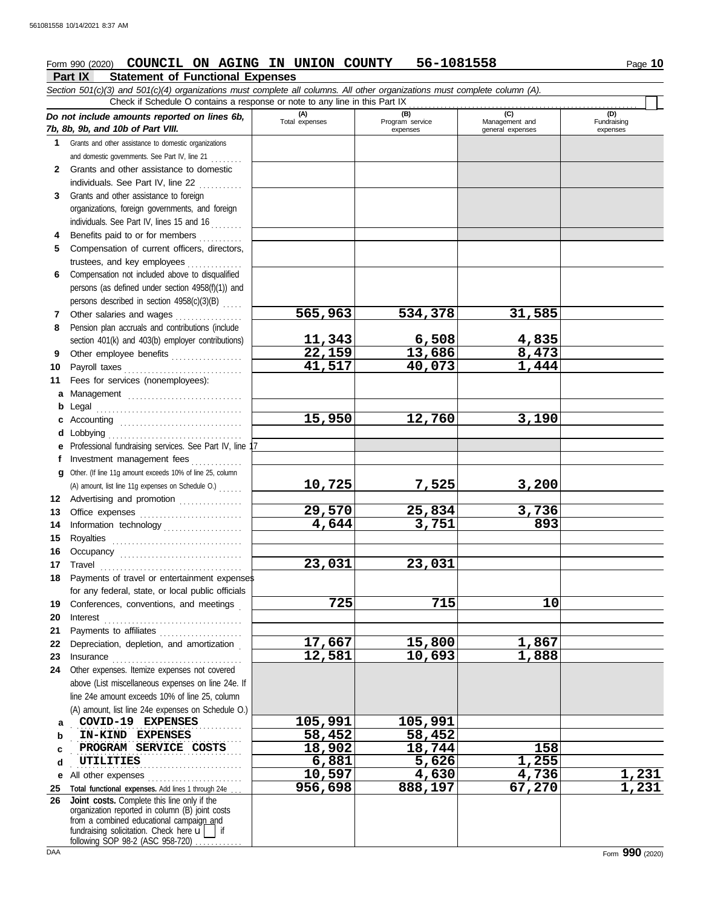Form 990 (2020) **COUNCIL ON AGING IN UNION COUNTY 56-1081558** Page **10**

## Part IX Statement of Functional Expenses

*Section 501(c)(3) and 501(c)(4) organizations must complete all columns. All other organizations must complete column (A).*

Check if Schedule O contains a response or note to any line in this Part IX

| *Do not include amounts reported on lines 6b, 7b, 8b, 9b, and 10b of Part VIII.* | (A) Total expenses | (B) Program service expenses | (C) Management and general expenses | (D) Fundraising expenses |
|---|---|---|---|---|
| **1** Grants and other assistance to domestic organizations and domestic governments. See Part IV, line 21 | | | | |
| **2** Grants and other assistance to domestic individuals. See Part IV, line 22 | | | | |
| **3** Grants and other assistance to foreign organizations, foreign governments, and foreign individuals. See Part IV, lines 15 and 16 | | | | |
| **4** Benefits paid to or for members | | | | |
| **5** Compensation of current officers, directors, trustees, and key employees | | | | |
| **6** Compensation not included above to disqualified persons (as defined under section 4958(f)(1)) and persons described in section 4958(c)(3)(B) | | | | |
| **7** Other salaries and wages | 565,963 | 534,378 | 31,585 | |
| **8** Pension plan accruals and contributions (include section 401(k) and 403(b) employer contributions) | 11,343 | 6,508 | 4,835 | |
| **9** Other employee benefits | 22,159 | 13,686 | 8,473 | |
| **10** Payroll taxes | 41,517 | 40,073 | 1,444 | |
| **11** Fees for services (nonemployees): | | | | |
| **a** Management | | | | |
| **b** Legal | | | | |
| **c** Accounting | 15,950 | 12,760 | 3,190 | |
| **d** Lobbying | | | | |
| **e** Professional fundraising services. See Part IV, line 17 | | | | |
| **f** Investment management fees | | | | |
| **g** Other. (If line 11g amount exceeds 10% of line 25, column (A) amount, list line 11g expenses on Schedule O.) | 10,725 | 7,525 | 3,200 | |
| **12** Advertising and promotion | | | | |
| **13** Office expenses | 29,570 | 25,834 | 3,736 | |
| **14** Information technology | 4,644 | 3,751 | 893 | |
| **15** Royalties | | | | |
| **16** Occupancy | | | | |
| **17** Travel | 23,031 | 23,031 | | |
| **18** Payments of travel or entertainment expenses for any federal, state, or local public officials | | | | |
| **19** Conferences, conventions, and meetings | 725 | 715 | 10 | |
| **20** Interest | | | | |
| **21** Payments to affiliates | | | | |
| **22** Depreciation, depletion, and amortization | 17,667 | 15,800 | 1,867 | |
| **23** Insurance | 12,581 | 10,693 | 1,888 | |
| **24** Other expenses. Itemize expenses not covered above (List miscellaneous expenses on line 24e. If line 24e amount exceeds 10% of line 25, column (A) amount, list line 24e expenses on Schedule O.) | | | | |
| **a** COVID-19 EXPENSES | 105,991 | 105,991 | | |
| **b** IN-KIND EXPENSES | 58,452 | 58,452 | | |
| **c** PROGRAM SERVICE COSTS | 18,902 | 18,744 | 158 | |
| **d** UTILITIES | 6,881 | 5,626 | 1,255 | |
| **e** All other expenses | 10,597 | 4,630 | 4,736 | 1,231 |
| **25** **Total functional expenses.** Add lines 1 through 24e | 956,698 | 888,197 | 67,270 | 1,231 |
| **26** **Joint costs.** Complete this line only if the organization reported in column (B) joint costs from a combined educational campaign and fundraising solicitation. Check here ☐ if following SOP 98-2 (ASC 958-720) | | | | |

DAA Form **990** (2020)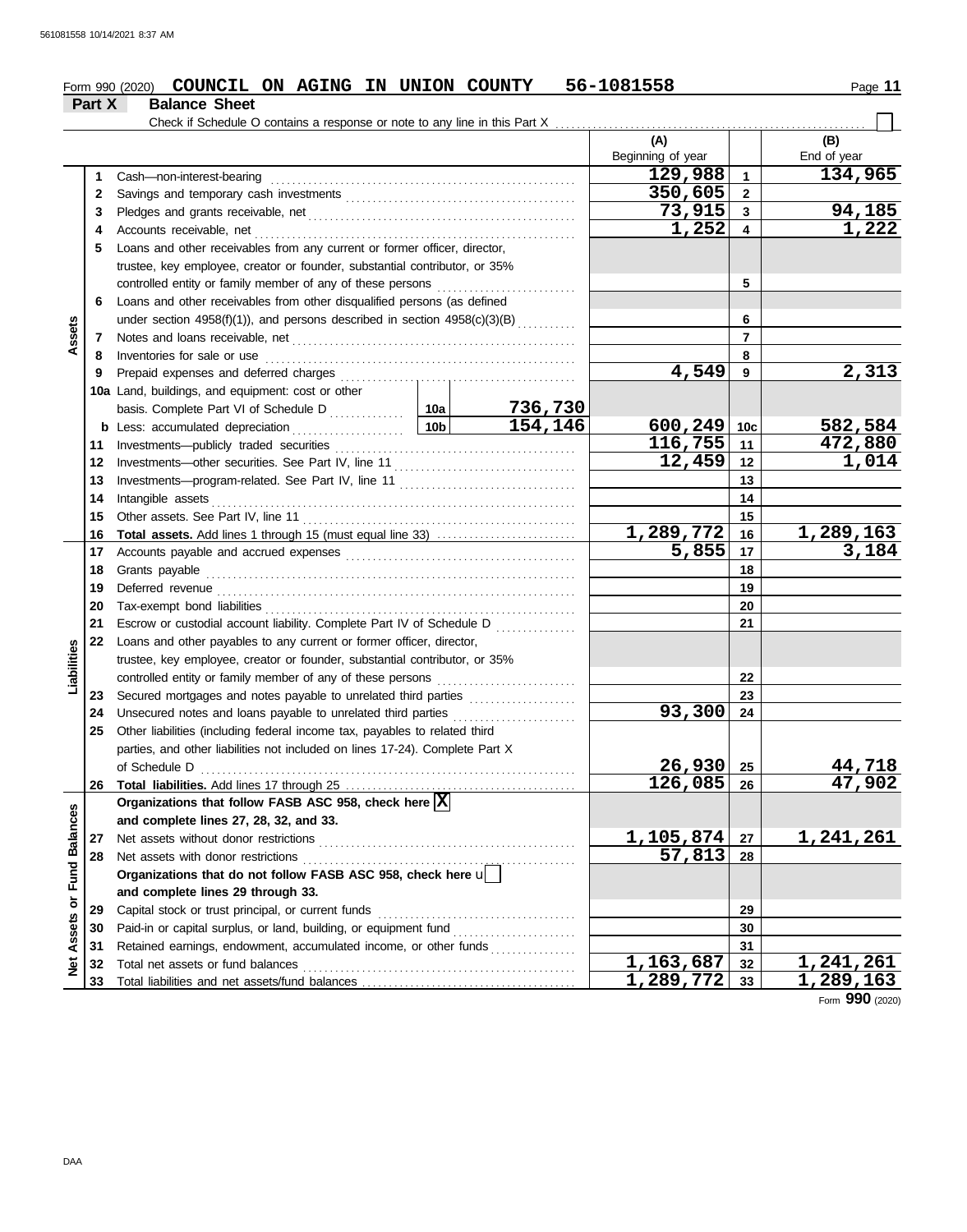Form 990 (2020) **COUNCIL ON AGING IN UNION COUNTY** **56-1081558** Page **11**

## Part X Balance Sheet

Check if Schedule O contains a response or note to any line in this Part X ☐

| | | | | (A) Beginning of year | | (B) End of year |
|---|---|---|---|---|---|---|
| **Assets** | 1 | Cash—non-interest-bearing | | 129,988 | 1 | 134,965 |
| | 2 | Savings and temporary cash investments | | 350,605 | 2 | |
| | 3 | Pledges and grants receivable, net | | 73,915 | 3 | 94,185 |
| | 4 | Accounts receivable, net | | 1,252 | 4 | 1,222 |
| | 5 | Loans and other receivables from any current or former officer, director, trustee, key employee, creator or founder, substantial contributor, or 35% controlled entity or family member of any of these persons | | | 5 | |
| | 6 | Loans and other receivables from other disqualified persons (as defined under section 4958(f)(1)), and persons described in section 4958(c)(3)(B) | | | 6 | |
| | 7 | Notes and loans receivable, net | | | 7 | |
| | 8 | Inventories for sale or use | | | 8 | |
| | 9 | Prepaid expenses and deferred charges | | 4,549 | 9 | 2,313 |
| | 10a | Land, buildings, and equipment: cost or other basis. Complete Part VI of Schedule D | 10a 736,730 | | | |
| | b | Less: accumulated depreciation | 10b 154,146 | 600,249 | 10c | 582,584 |
| | 11 | Investments—publicly traded securities | | 116,755 | 11 | 472,880 |
| | 12 | Investments—other securities. See Part IV, line 11 | | 12,459 | 12 | 1,014 |
| | 13 | Investments—program-related. See Part IV, line 11 | | | 13 | |
| | 14 | Intangible assets | | | 14 | |
| | 15 | Other assets. See Part IV, line 11 | | | 15 | |
| | 16 | **Total assets.** Add lines 1 through 15 (must equal line 33) | | 1,289,772 | 16 | 1,289,163 |
| **Liabilities** | 17 | Accounts payable and accrued expenses | | 5,855 | 17 | 3,184 |
| | 18 | Grants payable | | | 18 | |
| | 19 | Deferred revenue | | | 19 | |
| | 20 | Tax-exempt bond liabilities | | | 20 | |
| | 21 | Escrow or custodial account liability. Complete Part IV of Schedule D | | | 21 | |
| | 22 | Loans and other payables to any current or former officer, director, trustee, key employee, creator or founder, substantial contributor, or 35% controlled entity or family member of any of these persons | | | 22 | |
| | 23 | Secured mortgages and notes payable to unrelated third parties | | | 23 | |
| | 24 | Unsecured notes and loans payable to unrelated third parties | | 93,300 | 24 | |
| | 25 | Other liabilities (including federal income tax, payables to related third parties, and other liabilities not included on lines 17-24). Complete Part X of Schedule D | | 26,930 | 25 | 44,718 |
| | 26 | **Total liabilities.** Add lines 17 through 25 | | 126,085 | 26 | 47,902 |
| **Net Assets or Fund Balances** | | **Organizations that follow FASB ASC 958, check here** ☒ **and complete lines 27, 28, 32, and 33.** | | | | |
| | 27 | Net assets without donor restrictions | | 1,105,874 | 27 | 1,241,261 |
| | 28 | Net assets with donor restrictions | | 57,813 | 28 | |
| | | **Organizations that do not follow FASB ASC 958, check here** ☐ **and complete lines 29 through 33.** | | | | |
| | 29 | Capital stock or trust principal, or current funds | | | 29 | |
| | 30 | Paid-in or capital surplus, or land, building, or equipment fund | | | 30 | |
| | 31 | Retained earnings, endowment, accumulated income, or other funds | | | 31 | |
| | 32 | Total net assets or fund balances | | 1,163,687 | 32 | 1,241,261 |
| | 33 | Total liabilities and net assets/fund balances | | 1,289,772 | 33 | 1,289,163 |

Form **990** (2020)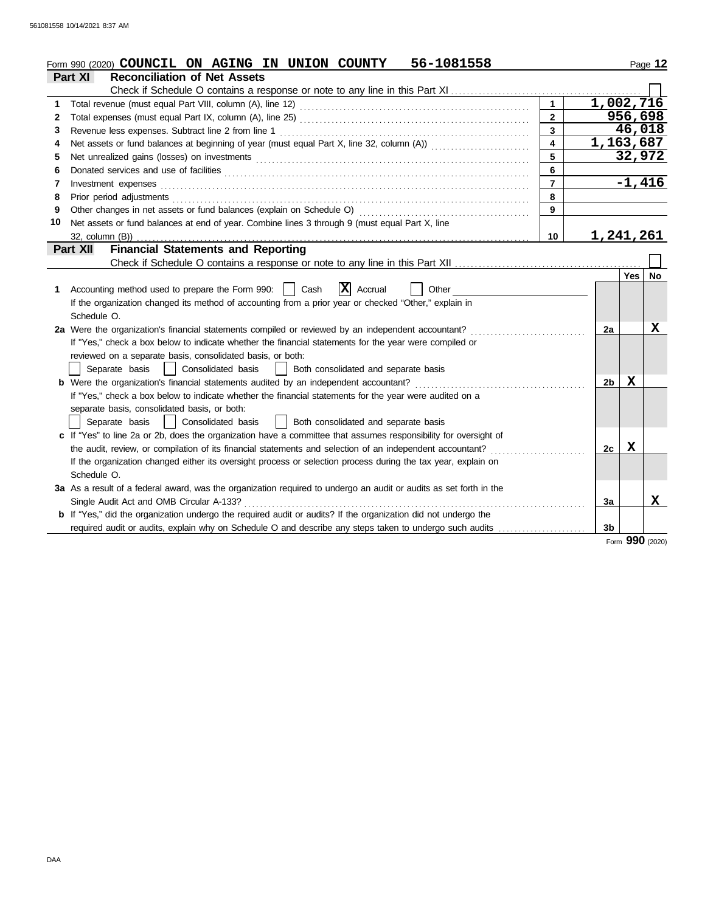Form 990 (2020) **COUNCIL ON AGING IN UNION COUNTY 56-1081558**

## Part XI Reconciliation of Net Assets

Check if Schedule O contains a response or note to any line in this Part XI ☐

| | | | |
|---|---|---|---|
| 1 | Total revenue (must equal Part VIII, column (A), line 12) | 1 | 1,002,716 |
| 2 | Total expenses (must equal Part IX, column (A), line 25) | 2 | 956,698 |
| 3 | Revenue less expenses. Subtract line 2 from line 1 | 3 | 46,018 |
| 4 | Net assets or fund balances at beginning of year (must equal Part X, line 32, column (A)) | 4 | 1,163,687 |
| 5 | Net unrealized gains (losses) on investments | 5 | 32,972 |
| 6 | Donated services and use of facilities | 6 | |
| 7 | Investment expenses | 7 | -1,416 |
| 8 | Prior period adjustments | 8 | |
| 9 | Other changes in net assets or fund balances (explain on Schedule O) | 9 | |
| 10 | Net assets or fund balances at end of year. Combine lines 3 through 9 (must equal Part X, line 32, column (B)) | 10 | 1,241,261 |

## Part XII Financial Statements and Reporting

Check if Schedule O contains a response or note to any line in this Part XII ☐

| | | | Yes | No |
|---|---|---|---|---|
| 1 | Accounting method used to prepare the Form 990: ☐ Cash ☒ Accrual ☐ Other<br>If the organization changed its method of accounting from a prior year or checked "Other," explain in Schedule O. | | | |
| 2a | Were the organization's financial statements compiled or reviewed by an independent accountant?<br>If "Yes," check a box below to indicate whether the financial statements for the year were compiled or reviewed on a separate basis, consolidated basis, or both:<br>☐ Separate basis ☐ Consolidated basis ☐ Both consolidated and separate basis | 2a | | X |
| b | Were the organization's financial statements audited by an independent accountant?<br>If "Yes," check a box below to indicate whether the financial statements for the year were audited on a separate basis, consolidated basis, or both:<br>☐ Separate basis ☐ Consolidated basis ☐ Both consolidated and separate basis | 2b | X | |
| c | If "Yes" to line 2a or 2b, does the organization have a committee that assumes responsibility for oversight of the audit, review, or compilation of its financial statements and selection of an independent accountant?<br>If the organization changed either its oversight process or selection process during the tax year, explain on Schedule O. | 2c | X | |
| 3a | As a result of a federal award, was the organization required to undergo an audit or audits as set forth in the Single Audit Act and OMB Circular A-133? | 3a | | X |
| b | If "Yes," did the organization undergo the required audit or audits? If the organization did not undergo the required audit or audits, explain why on Schedule O and describe any steps taken to undergo such audits | 3b | | |

Form **990** (2020)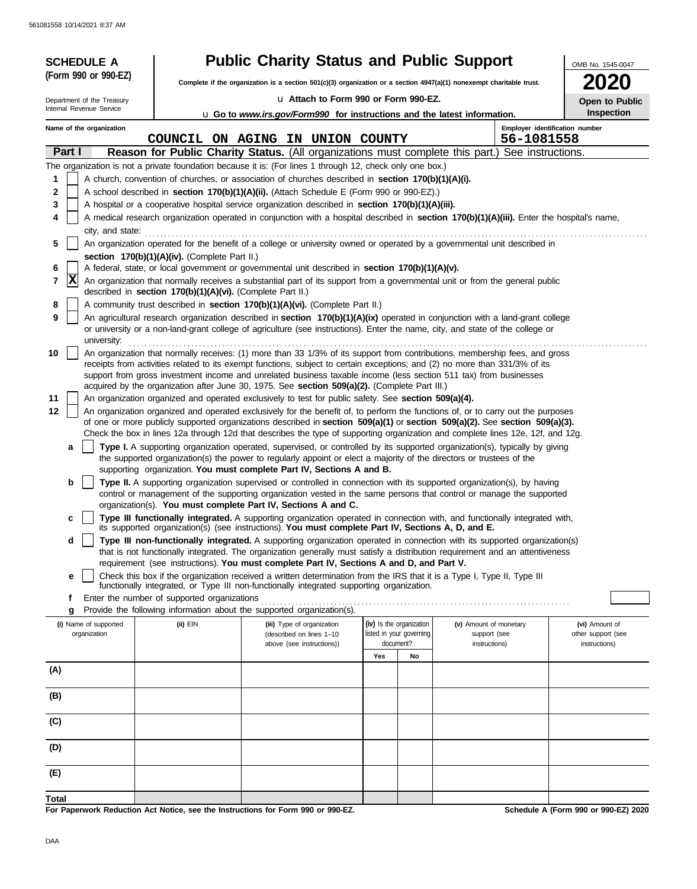561081558 10/14/2021 8:37 AM

**SCHEDULE A (Form 990 or 990-EZ)**

Department of the Treasury
Internal Revenue Service

# Public Charity Status and Public Support

**Complete if the organization is a section 501(c)(3) organization or a section 4947(a)(1) nonexempt charitable trust.**

u Attach to Form 990 or Form 990-EZ.

u Go to *www.irs.gov/Form990* for instructions and the latest information.

OMB No. 1545-0047

**2020**

**Open to Public Inspection**

Name of the organization: COUNCIL ON AGING IN UNION COUNTY

Employer identification number: 56-1081558

## Part I — Reason for Public Charity Status. (All organizations must complete this part.) See instructions.

The organization is not a private foundation because it is: (For lines 1 through 12, check only one box.)

1. [ ] A church, convention of churches, or association of churches described in **section 170(b)(1)(A)(i).**
2. [ ] A school described in **section 170(b)(1)(A)(ii).** (Attach Schedule E (Form 990 or 990-EZ).)
3. [ ] A hospital or a cooperative hospital service organization described in **section 170(b)(1)(A)(iii).**
4. [ ] A medical research organization operated in conjunction with a hospital described in **section 170(b)(1)(A)(iii).** Enter the hospital's name, city, and state:
5. [ ] An organization operated for the benefit of a college or university owned or operated by a governmental unit described in **section 170(b)(1)(A)(iv).** (Complete Part II.)
6. [ ] A federal, state, or local government or governmental unit described in **section 170(b)(1)(A)(v).**
7. [X] An organization that normally receives a substantial part of its support from a governmental unit or from the general public described in **section 170(b)(1)(A)(vi).** (Complete Part II.)
8. [ ] A community trust described in **section 170(b)(1)(A)(vi).** (Complete Part II.)
9. [ ] An agricultural research organization described in **section 170(b)(1)(A)(ix)** operated in conjunction with a land-grant college or university or a non-land-grant college of agriculture (see instructions). Enter the name, city, and state of the college or university:
10. [ ] An organization that normally receives: (1) more than 33 1/3% of its support from contributions, membership fees, and gross receipts from activities related to its exempt functions, subject to certain exceptions; and (2) no more than 331/3% of its support from gross investment income and unrelated business taxable income (less section 511 tax) from businesses acquired by the organization after June 30, 1975. See **section 509(a)(2).** (Complete Part III.)
11. [ ] An organization organized and operated exclusively to test for public safety. See **section 509(a)(4).**
12. [ ] An organization organized and operated exclusively for the benefit of, to perform the functions of, or to carry out the purposes of one or more publicly supported organizations described in **section 509(a)(1)** or **section 509(a)(2).** See **section 509(a)(3).** Check the box in lines 12a through 12d that describes the type of supporting organization and complete lines 12e, 12f, and 12g.

   a. [ ] **Type I.** A supporting organization operated, supervised, or controlled by its supported organization(s), typically by giving the supported organization(s) the power to regularly appoint or elect a majority of the directors or trustees of the supporting organization. **You must complete Part IV, Sections A and B.**

   b. [ ] **Type II.** A supporting organization supervised or controlled in connection with its supported organization(s), by having control or management of the supporting organization vested in the same persons that control or manage the supported organization(s). **You must complete Part IV, Sections A and C.**

   c. [ ] **Type III functionally integrated.** A supporting organization operated in connection with, and functionally integrated with, its supported organization(s) (see instructions). **You must complete Part IV, Sections A, D, and E.**

   d. [ ] **Type III non-functionally integrated.** A supporting organization operated in connection with its supported organization(s) that is not functionally integrated. The organization generally must satisfy a distribution requirement and an attentiveness requirement (see instructions). **You must complete Part IV, Sections A and D, and Part V.**

   e. [ ] Check this box if the organization received a written determination from the IRS that it is a Type I, Type II, Type III functionally integrated, or Type III non-functionally integrated supporting organization.

   f. Enter the number of supported organizations

   g. Provide the following information about the supported organization(s).

| | (i) Name of supported organization | (ii) EIN | (iii) Type of organization (described on lines 1–10 above (see instructions)) | (iv) Is the organization listed in your governing document? Yes | No | (v) Amount of monetary support (see instructions) | (vi) Amount of other support (see instructions) |
|---|---|---|---|---|---|---|---|
| (A) | | | | | | | |
| (B) | | | | | | | |
| (C) | | | | | | | |
| (D) | | | | | | | |
| (E) | | | | | | | |
| **Total** | | | | | | | |

**For Paperwork Reduction Act Notice, see the Instructions for Form 990 or 990-EZ.**

**Schedule A (Form 990 or 990-EZ) 2020**

DAA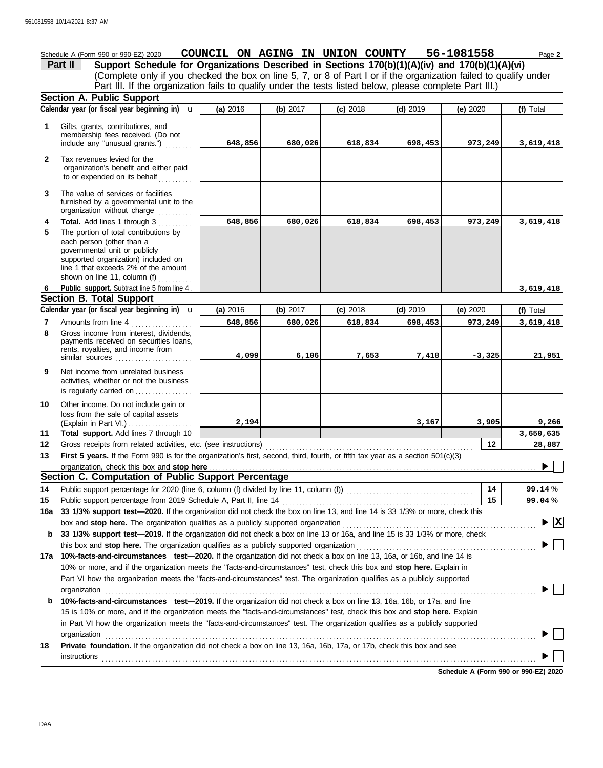Schedule A (Form 990 or 990-EZ) 2020 **COUNCIL ON AGING IN UNION COUNTY 56-1081558** Page **2**

## Part II Support Schedule for Organizations Described in Sections 170(b)(1)(A)(iv) and 170(b)(1)(A)(vi)

(Complete only if you checked the box on line 5, 7, or 8 of Part I or if the organization failed to qualify under Part III. If the organization fails to qualify under the tests listed below, please complete Part III.)

### Section A. Public Support

| Calendar year (or fiscal year beginning in) u | (a) 2016 | (b) 2017 | (c) 2018 | (d) 2019 | (e) 2020 | (f) Total |
|---|---|---|---|---|---|---|
| **1** Gifts, grants, contributions, and membership fees received. (Do not include any "unusual grants.") | 648,856 | 680,026 | 618,834 | 698,453 | 973,249 | 3,619,418 |
| **2** Tax revenues levied for the organization's benefit and either paid to or expended on its behalf | | | | | | |
| **3** The value of services or facilities furnished by a governmental unit to the organization without charge | | | | | | |
| **4** **Total.** Add lines 1 through 3 | 648,856 | 680,026 | 618,834 | 698,453 | 973,249 | 3,619,418 |
| **5** The portion of total contributions by each person (other than a governmental unit or publicly supported organization) included on line 1 that exceeds 2% of the amount shown on line 11, column (f) | | | | | | |
| **6** **Public support.** Subtract line 5 from line 4 | | | | | | 3,619,418 |

### Section B. Total Support

| Calendar year (or fiscal year beginning in) u | (a) 2016 | (b) 2017 | (c) 2018 | (d) 2019 | (e) 2020 | (f) Total |
|---|---|---|---|---|---|---|
| **7** Amounts from line 4 | 648,856 | 680,026 | 618,834 | 698,453 | 973,249 | 3,619,418 |
| **8** Gross income from interest, dividends, payments received on securities loans, rents, royalties, and income from similar sources | 4,099 | 6,106 | 7,653 | 7,418 | -3,325 | 21,951 |
| **9** Net income from unrelated business activities, whether or not the business is regularly carried on | | | | | | |
| **10** Other income. Do not include gain or loss from the sale of capital assets (Explain in Part VI.) | 2,194 | | | 3,167 | 3,905 | 9,266 |
| **11** **Total support.** Add lines 7 through 10 | | | | | | 3,650,635 |

**12** Gross receipts from related activities, etc. (see instructions) — **12** — 28,887

**13** **First 5 years.** If the Form 990 is for the organization's first, second, third, fourth, or fifth tax year as a section 501(c)(3) organization, check this box and **stop here** ☐

### Section C. Computation of Public Support Percentage

**14** Public support percentage for 2020 (line 6, column (f) divided by line 11, column (f)) — **14** — 99.14 %

**15** Public support percentage from 2019 Schedule A, Part II, line 14 — **15** — 99.04 %

**16a** **33 1/3% support test—2020.** If the organization did not check the box on line 13, and line 14 is 33 1/3% or more, check this box and **stop here.** The organization qualifies as a publicly supported organization ☒

**b** **33 1/3% support test—2019.** If the organization did not check a box on line 13 or 16a, and line 15 is 33 1/3% or more, check this box and **stop here.** The organization qualifies as a publicly supported organization ☐

**17a** **10%-facts-and-circumstances test—2020.** If the organization did not check a box on line 13, 16a, or 16b, and line 14 is 10% or more, and if the organization meets the "facts-and-circumstances" test, check this box and **stop here.** Explain in Part VI how the organization meets the "facts-and-circumstances" test. The organization qualifies as a publicly supported organization ☐

**b** **10%-facts-and-circumstances test—2019.** If the organization did not check a box on line 13, 16a, 16b, or 17a, and line 15 is 10% or more, and if the organization meets the "facts-and-circumstances" test, check this box and **stop here.** Explain in Part VI how the organization meets the "facts-and-circumstances" test. The organization qualifies as a publicly supported organization ☐

**18** **Private foundation.** If the organization did not check a box on line 13, 16a, 16b, 17a, or 17b, check this box and see instructions ☐

**Schedule A (Form 990 or 990-EZ) 2020**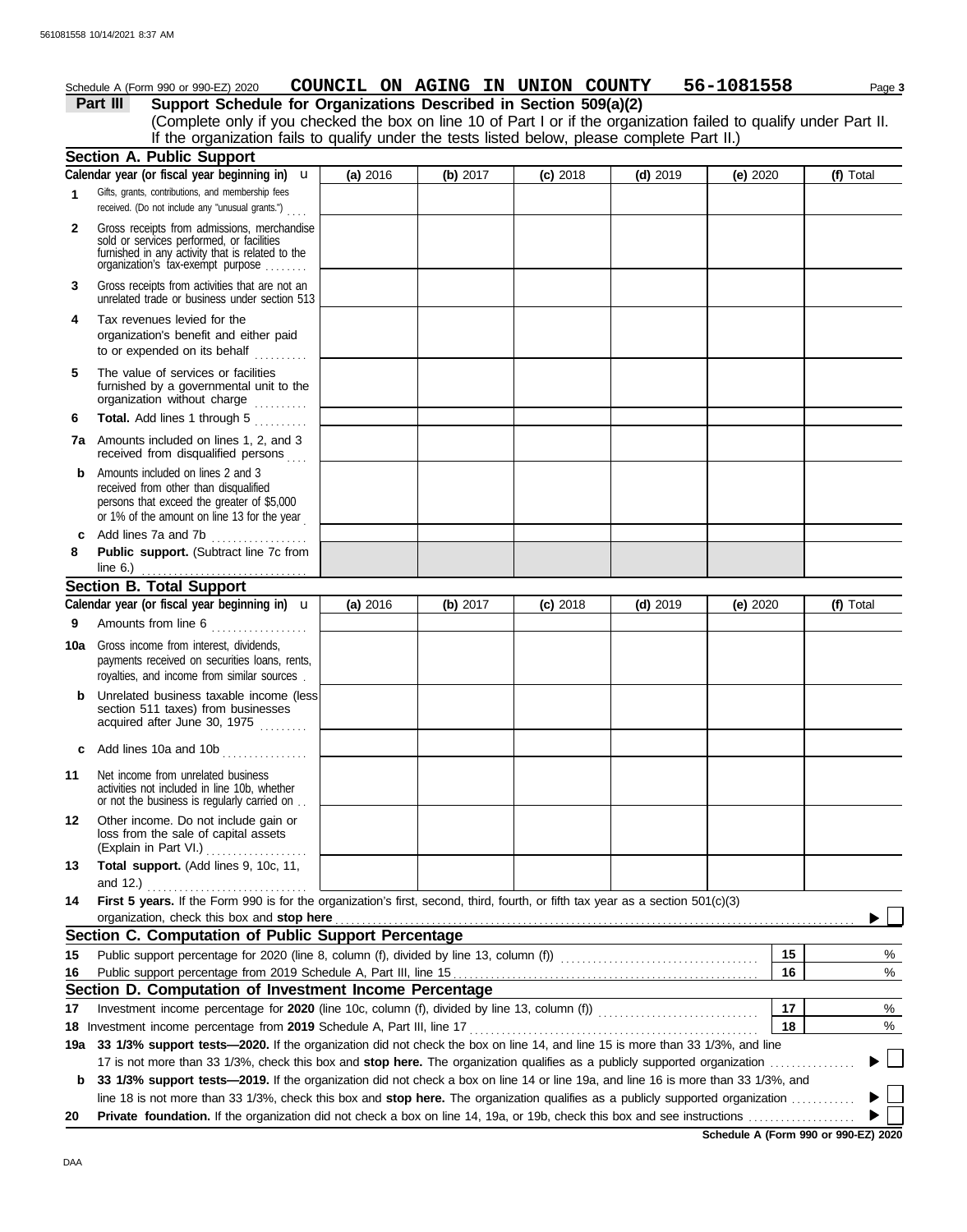561081558 10/14/2021 8:37 AM

Schedule A (Form 990 or 990-EZ) 2020 **COUNCIL ON AGING IN UNION COUNTY 56-1081558**

**Part III Support Schedule for Organizations Described in Section 509(a)(2)**

(Complete only if you checked the box on line 10 of Part I or if the organization failed to qualify under Part II. If the organization fails to qualify under the tests listed below, please complete Part II.)

## Section A. Public Support

| Calendar year (or fiscal year beginning in) u | (a) 2016 | (b) 2017 | (c) 2018 | (d) 2019 | (e) 2020 | (f) Total |
|---|---|---|---|---|---|---|
| **1** Gifts, grants, contributions, and membership fees received. (Do not include any "unusual grants.") | | | | | | |
| **2** Gross receipts from admissions, merchandise sold or services performed, or facilities furnished in any activity that is related to the organization's tax-exempt purpose | | | | | | |
| **3** Gross receipts from activities that are not an unrelated trade or business under section 513 | | | | | | |
| **4** Tax revenues levied for the organization's benefit and either paid to or expended on its behalf | | | | | | |
| **5** The value of services or facilities furnished by a governmental unit to the organization without charge | | | | | | |
| **6** **Total.** Add lines 1 through 5 | | | | | | |
| **7a** Amounts included on lines 1, 2, and 3 received from disqualified persons | | | | | | |
| **b** Amounts included on lines 2 and 3 received from other than disqualified persons that exceed the greater of $5,000 or 1% of the amount on line 13 for the year | | | | | | |
| **c** Add lines 7a and 7b | | | | | | |
| **8** **Public support.** (Subtract line 7c from line 6.) | | | | | | |

## Section B. Total Support

| Calendar year (or fiscal year beginning in) u | (a) 2016 | (b) 2017 | (c) 2018 | (d) 2019 | (e) 2020 | (f) Total |
|---|---|---|---|---|---|---|
| **9** Amounts from line 6 | | | | | | |
| **10a** Gross income from interest, dividends, payments received on securities loans, rents, royalties, and income from similar sources | | | | | | |
| **b** Unrelated business taxable income (less section 511 taxes) from businesses acquired after June 30, 1975 | | | | | | |
| **c** Add lines 10a and 10b | | | | | | |
| **11** Net income from unrelated business activities not included in line 10b, whether or not the business is regularly carried on | | | | | | |
| **12** Other income. Do not include gain or loss from the sale of capital assets (Explain in Part VI.) | | | | | | |
| **13** **Total support.** (Add lines 9, 10c, 11, and 12.) | | | | | | |

**14** **First 5 years.** If the Form 990 is for the organization's first, second, third, fourth, or fifth tax year as a section 501(c)(3) organization, check this box and **stop here** ▶ ☐

## Section C. Computation of Public Support Percentage

| | | | |
|---|---|---|---|
| **15** | Public support percentage for 2020 (line 8, column (f), divided by line 13, column (f)) | **15** | % |
| **16** | Public support percentage from 2019 Schedule A, Part III, line 15 | **16** | % |

## Section D. Computation of Investment Income Percentage

| | | | |
|---|---|---|---|
| **17** | Investment income percentage for **2020** (line 10c, column (f), divided by line 13, column (f)) | **17** | % |
| **18** | Investment income percentage from **2019** Schedule A, Part III, line 17 | **18** | % |

**19a** **33 1/3% support tests—2020.** If the organization did not check the box on line 14, and line 15 is more than 33 1/3%, and line 17 is not more than 33 1/3%, check this box and **stop here.** The organization qualifies as a publicly supported organization ▶ ☐

**b** **33 1/3% support tests—2019.** If the organization did not check a box on line 14 or line 19a, and line 16 is more than 33 1/3%, and line 18 is not more than 33 1/3%, check this box and **stop here.** The organization qualifies as a publicly supported organization ▶ ☐

**20** **Private foundation.** If the organization did not check a box on line 14, 19a, or 19b, check this box and see instructions ▶ ☐

**Schedule A (Form 990 or 990-EZ) 2020**

DAA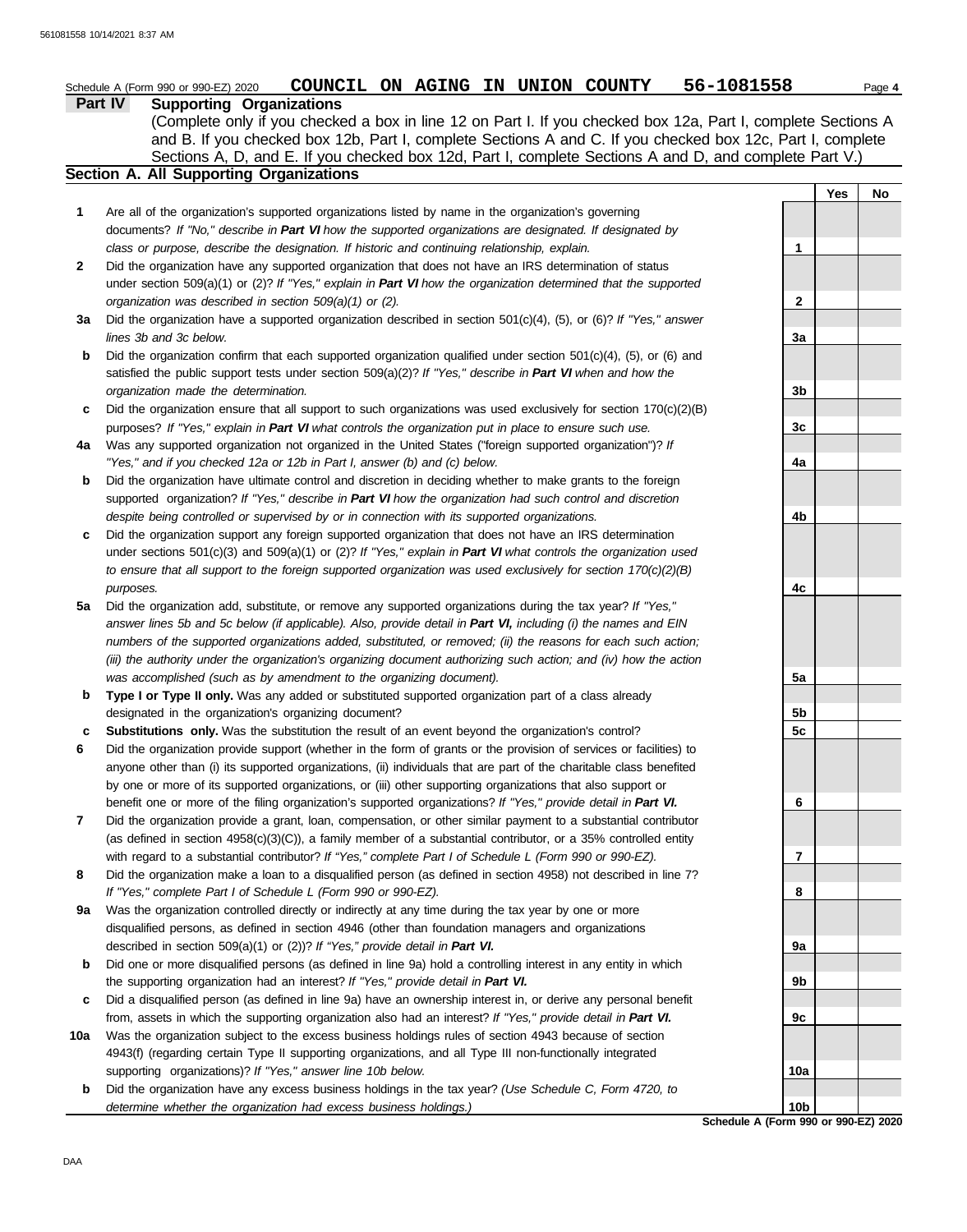Schedule A (Form 990 or 990-EZ) 2020 **COUNCIL ON AGING IN UNION COUNTY** **56-1081558** Page **4**

## Part IV Supporting Organizations

(Complete only if you checked a box in line 12 on Part I. If you checked box 12a, Part I, complete Sections A and B. If you checked box 12b, Part I, complete Sections A and C. If you checked box 12c, Part I, complete Sections A, D, and E. If you checked box 12d, Part I, complete Sections A and D, and complete Part V.)

### Section A. All Supporting Organizations

| | | | Yes | No |
|---|---|---|---|---|
| **1** | Are all of the organization's supported organizations listed by name in the organization's governing documents? *If "No," describe in **Part VI** how the supported organizations are designated. If designated by class or purpose, describe the designation. If historic and continuing relationship, explain.* | 1 | | |
| **2** | Did the organization have any supported organization that does not have an IRS determination of status under section 509(a)(1) or (2)? *If "Yes," explain in **Part VI** how the organization determined that the supported organization was described in section 509(a)(1) or (2).* | 2 | | |
| **3a** | Did the organization have a supported organization described in section 501(c)(4), (5), or (6)? *If "Yes," answer lines 3b and 3c below.* | 3a | | |
| **b** | Did the organization confirm that each supported organization qualified under section 501(c)(4), (5), or (6) and satisfied the public support tests under section 509(a)(2)? *If "Yes," describe in **Part VI** when and how the organization made the determination.* | 3b | | |
| **c** | Did the organization ensure that all support to such organizations was used exclusively for section 170(c)(2)(B) purposes? *If "Yes," explain in **Part VI** what controls the organization put in place to ensure such use.* | 3c | | |
| **4a** | Was any supported organization not organized in the United States ("foreign supported organization")? *If "Yes," and if you checked 12a or 12b in Part I, answer (b) and (c) below.* | 4a | | |
| **b** | Did the organization have ultimate control and discretion in deciding whether to make grants to the foreign supported organization? *If "Yes," describe in **Part VI** how the organization had such control and discretion despite being controlled or supervised by or in connection with its supported organizations.* | 4b | | |
| **c** | Did the organization support any foreign supported organization that does not have an IRS determination under sections 501(c)(3) and 509(a)(1) or (2)? *If "Yes," explain in **Part VI** what controls the organization used to ensure that all support to the foreign supported organization was used exclusively for section 170(c)(2)(B) purposes.* | 4c | | |
| **5a** | Did the organization add, substitute, or remove any supported organizations during the tax year? *If "Yes," answer lines 5b and 5c below (if applicable). Also, provide detail in **Part VI,** including (i) the names and EIN numbers of the supported organizations added, substituted, or removed; (ii) the reasons for each such action; (iii) the authority under the organization's organizing document authorizing such action; and (iv) how the action was accomplished (such as by amendment to the organizing document).* | 5a | | |
| **b** | **Type I or Type II only.** Was any added or substituted supported organization part of a class already designated in the organization's organizing document? | 5b | | |
| **c** | **Substitutions only.** Was the substitution the result of an event beyond the organization's control? | 5c | | |
| **6** | Did the organization provide support (whether in the form of grants or the provision of services or facilities) to anyone other than (i) its supported organizations, (ii) individuals that are part of the charitable class benefited by one or more of its supported organizations, or (iii) other supporting organizations that also support or benefit one or more of the filing organization's supported organizations? *If "Yes," provide detail in **Part VI.*** | 6 | | |
| **7** | Did the organization provide a grant, loan, compensation, or other similar payment to a substantial contributor (as defined in section 4958(c)(3)(C)), a family member of a substantial contributor, or a 35% controlled entity with regard to a substantial contributor? *If "Yes," complete Part I of Schedule L (Form 990 or 990-EZ).* | 7 | | |
| **8** | Did the organization make a loan to a disqualified person (as defined in section 4958) not described in line 7? *If "Yes," complete Part I of Schedule L (Form 990 or 990-EZ).* | 8 | | |
| **9a** | Was the organization controlled directly or indirectly at any time during the tax year by one or more disqualified persons, as defined in section 4946 (other than foundation managers and organizations described in section 509(a)(1) or (2))? *If "Yes," provide detail in **Part VI.*** | 9a | | |
| **b** | Did one or more disqualified persons (as defined in line 9a) hold a controlling interest in any entity in which the supporting organization had an interest? *If "Yes," provide detail in **Part VI.*** | 9b | | |
| **c** | Did a disqualified person (as defined in line 9a) have an ownership interest in, or derive any personal benefit from, assets in which the supporting organization also had an interest? *If "Yes," provide detail in **Part VI.*** | 9c | | |
| **10a** | Was the organization subject to the excess business holdings rules of section 4943 because of section 4943(f) (regarding certain Type II supporting organizations, and all Type III non-functionally integrated supporting organizations)? *If "Yes," answer line 10b below.* | 10a | | |
| **b** | Did the organization have any excess business holdings in the tax year? *(Use Schedule C, Form 4720, to determine whether the organization had excess business holdings.)* | 10b | | |

**Schedule A (Form 990 or 990-EZ) 2020**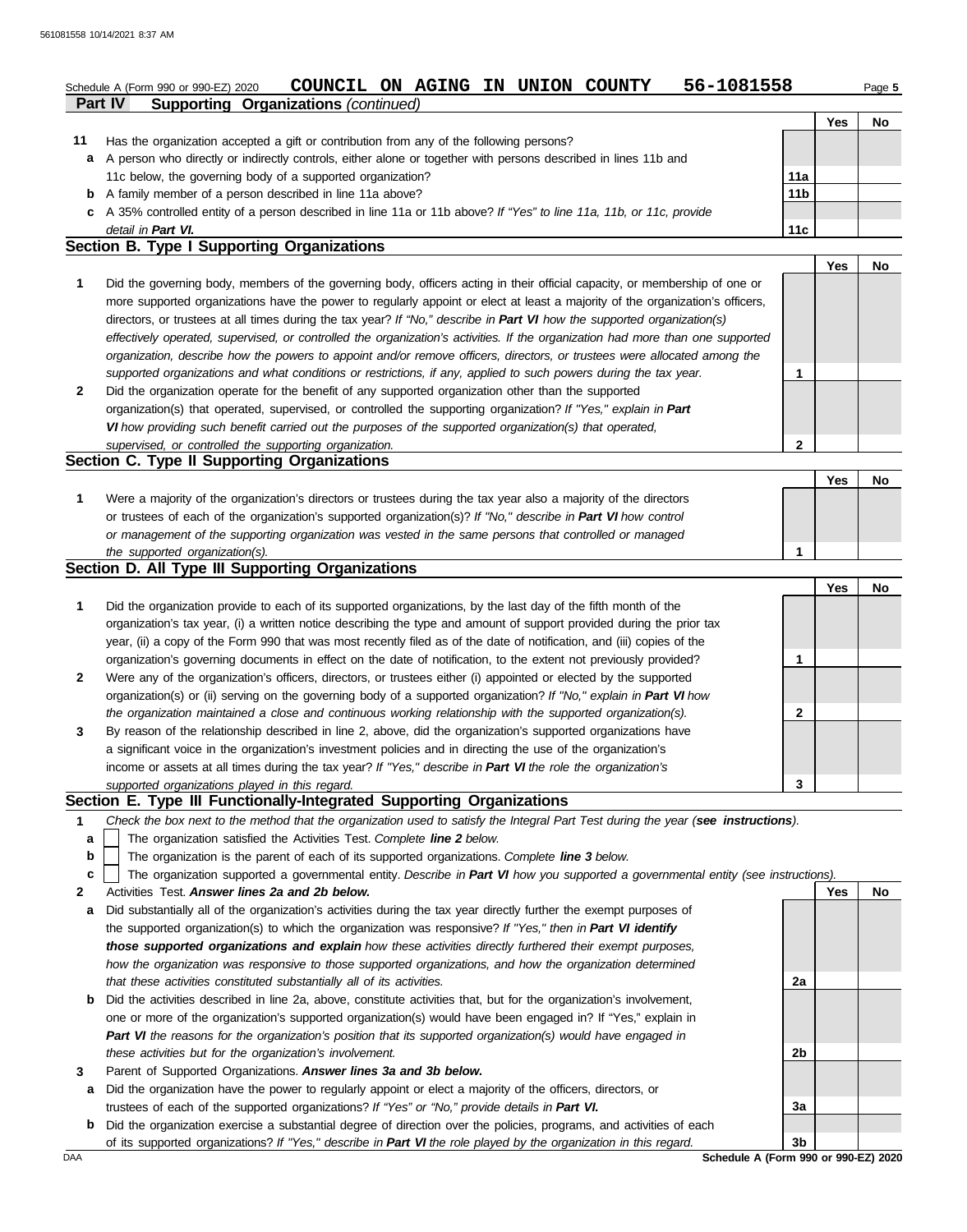Schedule A (Form 990 or 990-EZ) 2020 **COUNCIL ON AGING IN UNION COUNTY 56-1081558** Page **5**

**Part IV Supporting Organizations** *(continued)*

| | | | Yes | No |
|---|---|---|---|---|
| **11** | Has the organization accepted a gift or contribution from any of the following persons? | | | |
| **a** | A person who directly or indirectly controls, either alone or together with persons described in lines 11b and 11c below, the governing body of a supported organization? | **11a** | | |
| **b** | A family member of a person described in line 11a above? | **11b** | | |
| **c** | A 35% controlled entity of a person described in line 11a or 11b above? *If "Yes" to line 11a, 11b, or 11c, provide detail in **Part VI.*** | **11c** | | |

## Section B. Type I Supporting Organizations

| | | | Yes | No |
|---|---|---|---|---|
| **1** | Did the governing body, members of the governing body, officers acting in their official capacity, or membership of one or more supported organizations have the power to regularly appoint or elect at least a majority of the organization's officers, directors, or trustees at all times during the tax year? *If "No," describe in **Part VI** how the supported organization(s) effectively operated, supervised, or controlled the organization's activities. If the organization had more than one supported organization, describe how the powers to appoint and/or remove officers, directors, or trustees were allocated among the supported organizations and what conditions or restrictions, if any, applied to such powers during the tax year.* | **1** | | |
| **2** | Did the organization operate for the benefit of any supported organization other than the supported organization(s) that operated, supervised, or controlled the supporting organization? *If "Yes," explain in **Part VI** how providing such benefit carried out the purposes of the supported organization(s) that operated, supervised, or controlled the supporting organization.* | **2** | | |

## Section C. Type II Supporting Organizations

| | | | Yes | No |
|---|---|---|---|---|
| **1** | Were a majority of the organization's directors or trustees during the tax year also a majority of the directors or trustees of each of the organization's supported organization(s)? *If "No," describe in **Part VI** how control or management of the supporting organization was vested in the same persons that controlled or managed the supported organization(s).* | **1** | | |

## Section D. All Type III Supporting Organizations

| | | | Yes | No |
|---|---|---|---|---|
| **1** | Did the organization provide to each of its supported organizations, by the last day of the fifth month of the organization's tax year, (i) a written notice describing the type and amount of support provided during the prior tax year, (ii) a copy of the Form 990 that was most recently filed as of the date of notification, and (iii) copies of the organization's governing documents in effect on the date of notification, to the extent not previously provided? | **1** | | |
| **2** | Were any of the organization's officers, directors, or trustees either (i) appointed or elected by the supported organization(s) or (ii) serving on the governing body of a supported organization? *If "No," explain in **Part VI** how the organization maintained a close and continuous working relationship with the supported organization(s).* | **2** | | |
| **3** | By reason of the relationship described in line 2, above, did the organization's supported organizations have a significant voice in the organization's investment policies and in directing the use of the organization's income or assets at all times during the tax year? *If "Yes," describe in **Part VI** the role the organization's supported organizations played in this regard.* | **3** | | |

## Section E. Type III Functionally-Integrated Supporting Organizations

**1** *Check the box next to the method that the organization used to satisfy the Integral Part Test during the year (**see instructions**).*

**a** ☐ The organization satisfied the Activities Test. *Complete **line 2** below.*

**b** ☐ The organization is the parent of each of its supported organizations. *Complete **line 3** below.*

**c** ☐ The organization supported a governmental entity. *Describe in **Part VI** how you supported a governmental entity (see instructions).*

| | | | Yes | No |
|---|---|---|---|---|
| **2** | Activities Test. ***Answer lines 2a and 2b below.*** | | | |
| **a** | Did substantially all of the organization's activities during the tax year directly further the exempt purposes of the supported organization(s) to which the organization was responsive? *If "Yes," then in **Part VI identify those supported organizations and explain** how these activities directly furthered their exempt purposes, how the organization was responsive to those supported organizations, and how the organization determined that these activities constituted substantially all of its activities.* | **2a** | | |
| **b** | Did the activities described in line 2a, above, constitute activities that, but for the organization's involvement, one or more of the organization's supported organization(s) would have been engaged in? If "Yes," explain in ***Part VI*** *the reasons for the organization's position that its supported organization(s) would have engaged in these activities but for the organization's involvement.* | **2b** | | |
| **3** | Parent of Supported Organizations. ***Answer lines 3a and 3b below.*** | | | |
| **a** | Did the organization have the power to regularly appoint or elect a majority of the officers, directors, or trustees of each of the supported organizations? *If "Yes" or "No," provide details in **Part VI.*** | **3a** | | |
| **b** | Did the organization exercise a substantial degree of direction over the policies, programs, and activities of each of its supported organizations? *If "Yes," describe in **Part VI** the role played by the organization in this regard.* | **3b** | | |

**Schedule A (Form 990 or 990-EZ) 2020**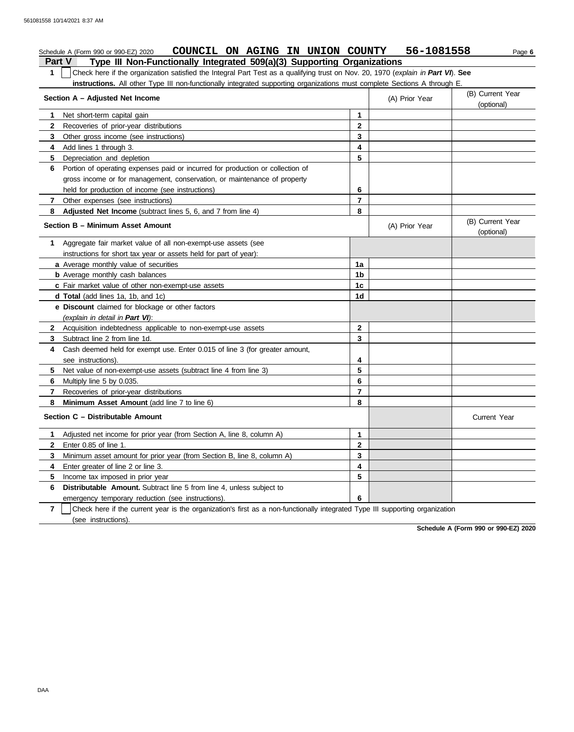Schedule A (Form 990 or 990-EZ) 2020 **COUNCIL ON AGING IN UNION COUNTY 56-1081558** Page **6**

## Part V Type III Non-Functionally Integrated 509(a)(3) Supporting Organizations

**1** ☐ Check here if the organization satisfied the Integral Part Test as a qualifying trust on Nov. 20, 1970 (*explain in **Part VI***). **See instructions.** All other Type III non-functionally integrated supporting organizations must complete Sections A through E.

| **Section A – Adjusted Net Income** | | (A) Prior Year | (B) Current Year (optional) |
|---|---|---|---|
| **1** Net short-term capital gain | **1** | | |
| **2** Recoveries of prior-year distributions | **2** | | |
| **3** Other gross income (see instructions) | **3** | | |
| **4** Add lines 1 through 3. | **4** | | |
| **5** Depreciation and depletion | **5** | | |
| **6** Portion of operating expenses paid or incurred for production or collection of gross income or for management, conservation, or maintenance of property held for production of income (see instructions) | **6** | | |
| **7** Other expenses (see instructions) | **7** | | |
| **8** **Adjusted Net Income** (subtract lines 5, 6, and 7 from line 4) | **8** | | |

| **Section B – Minimum Asset Amount** | | (A) Prior Year | (B) Current Year (optional) |
|---|---|---|---|
| **1** Aggregate fair market value of all non-exempt-use assets (see instructions for short tax year or assets held for part of year): | | | |
| **a** Average monthly value of securities | **1a** | | |
| **b** Average monthly cash balances | **1b** | | |
| **c** Fair market value of other non-exempt-use assets | **1c** | | |
| **d** **Total** (add lines 1a, 1b, and 1c) | **1d** | | |
| **e** **Discount** claimed for blockage or other factors (*explain in detail in **Part VI***): | | | |
| **2** Acquisition indebtedness applicable to non-exempt-use assets | **2** | | |
| **3** Subtract line 2 from line 1d. | **3** | | |
| **4** Cash deemed held for exempt use. Enter 0.015 of line 3 (for greater amount, see instructions). | **4** | | |
| **5** Net value of non-exempt-use assets (subtract line 4 from line 3) | **5** | | |
| **6** Multiply line 5 by 0.035. | **6** | | |
| **7** Recoveries of prior-year distributions | **7** | | |
| **8** **Minimum Asset Amount** (add line 7 to line 6) | **8** | | |

| **Section C – Distributable Amount** | | | Current Year |
|---|---|---|---|
| **1** Adjusted net income for prior year (from Section A, line 8, column A) | **1** | | |
| **2** Enter 0.85 of line 1. | **2** | | |
| **3** Minimum asset amount for prior year (from Section B, line 8, column A) | **3** | | |
| **4** Enter greater of line 2 or line 3. | **4** | | |
| **5** Income tax imposed in prior year | **5** | | |
| **6** **Distributable Amount.** Subtract line 5 from line 4, unless subject to emergency temporary reduction (see instructions). | **6** | | |

**7** ☐ Check here if the current year is the organization's first as a non-functionally integrated Type III supporting organization (see instructions).

**Schedule A (Form 990 or 990-EZ) 2020**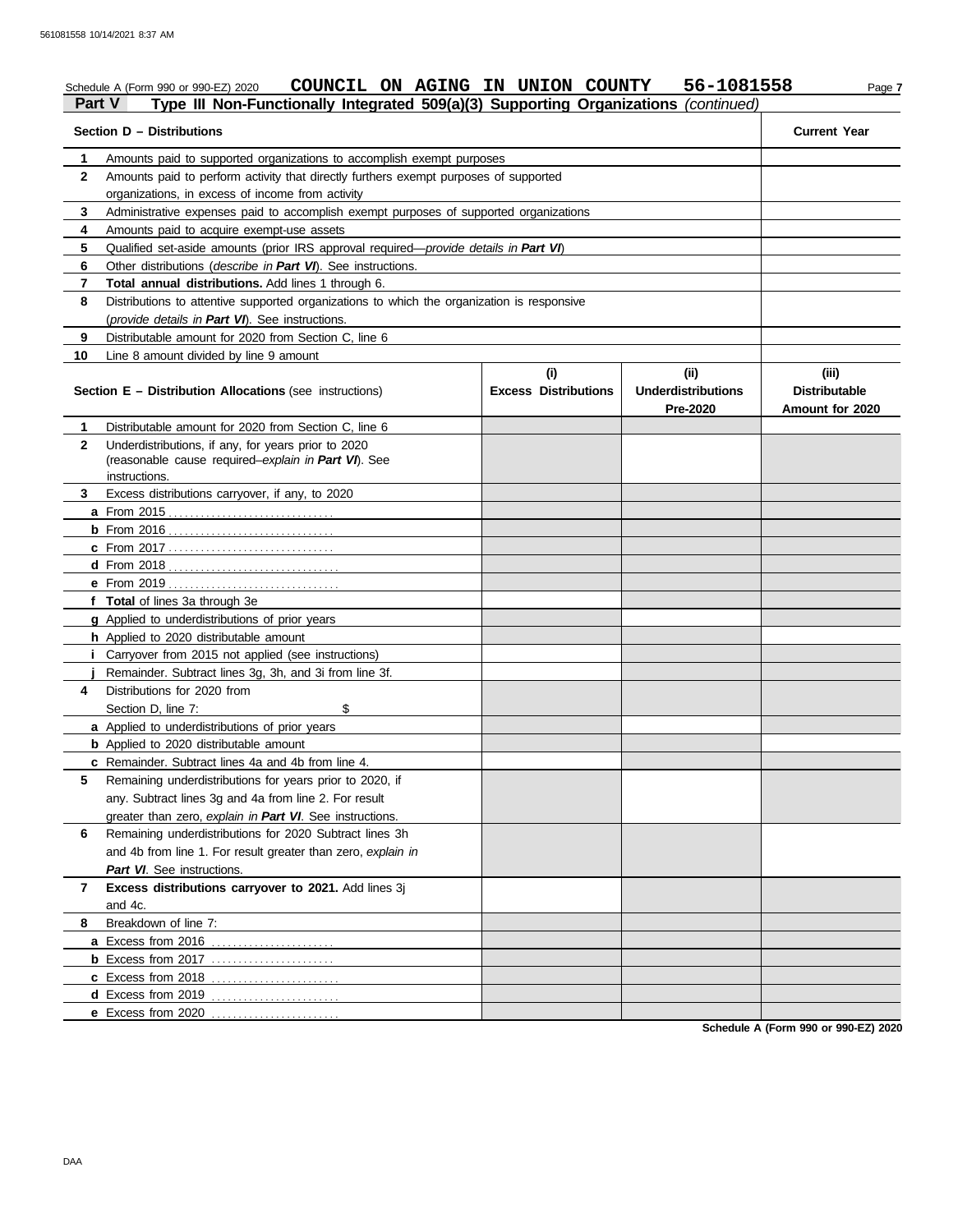Schedule A (Form 990 or 990-EZ) 2020 **COUNCIL ON AGING IN UNION COUNTY 56-1081558** Page **7**

## Part V Type III Non-Functionally Integrated 509(a)(3) Supporting Organizations *(continued)*

| **Section D – Distributions** | | **Current Year** |
|---|---|---|
| **1** | Amounts paid to supported organizations to accomplish exempt purposes | |
| **2** | Amounts paid to perform activity that directly furthers exempt purposes of supported organizations, in excess of income from activity | |
| **3** | Administrative expenses paid to accomplish exempt purposes of supported organizations | |
| **4** | Amounts paid to acquire exempt-use assets | |
| **5** | Qualified set-aside amounts (prior IRS approval required—*provide details in* ***Part VI***) | |
| **6** | Other distributions (*describe in* ***Part VI***). See instructions. | |
| **7** | **Total annual distributions.** Add lines 1 through 6. | |
| **8** | Distributions to attentive supported organizations to which the organization is responsive (*provide details in* ***Part VI***). See instructions. | |
| **9** | Distributable amount for 2020 from Section C, line 6 | |
| **10** | Line 8 amount divided by line 9 amount | |

| **Section E – Distribution Allocations** (see instructions) | **(i) Excess Distributions** | **(ii) Underdistributions Pre-2020** | **(iii) Distributable Amount for 2020** |
|---|---|---|---|
| **1** Distributable amount for 2020 from Section C, line 6 | | | |
| **2** Underdistributions, if any, for years prior to 2020 (reasonable cause required–*explain in* ***Part VI***). See instructions. | | | |
| **3** Excess distributions carryover, if any, to 2020 | | | |
| **a** From 2015 | | | |
| **b** From 2016 | | | |
| **c** From 2017 | | | |
| **d** From 2018 | | | |
| **e** From 2019 | | | |
| **f Total** of lines 3a through 3e | | | |
| **g** Applied to underdistributions of prior years | | | |
| **h** Applied to 2020 distributable amount | | | |
| **i** Carryover from 2015 not applied (see instructions) | | | |
| **j** Remainder. Subtract lines 3g, 3h, and 3i from line 3f. | | | |
| **4** Distributions for 2020 from Section D, line 7: $ | | | |
| **a** Applied to underdistributions of prior years | | | |
| **b** Applied to 2020 distributable amount | | | |
| **c** Remainder. Subtract lines 4a and 4b from line 4. | | | |
| **5** Remaining underdistributions for years prior to 2020, if any. Subtract lines 3g and 4a from line 2. For result greater than zero, *explain in* ***Part VI***. See instructions. | | | |
| **6** Remaining underdistributions for 2020 Subtract lines 3h and 4b from line 1. For result greater than zero, *explain in* ***Part VI***. See instructions. | | | |
| **7 Excess distributions carryover to 2021.** Add lines 3j and 4c. | | | |
| **8** Breakdown of line 7: | | | |
| **a** Excess from 2016 | | | |
| **b** Excess from 2017 | | | |
| **c** Excess from 2018 | | | |
| **d** Excess from 2019 | | | |
| **e** Excess from 2020 | | | |

**Schedule A (Form 990 or 990-EZ) 2020**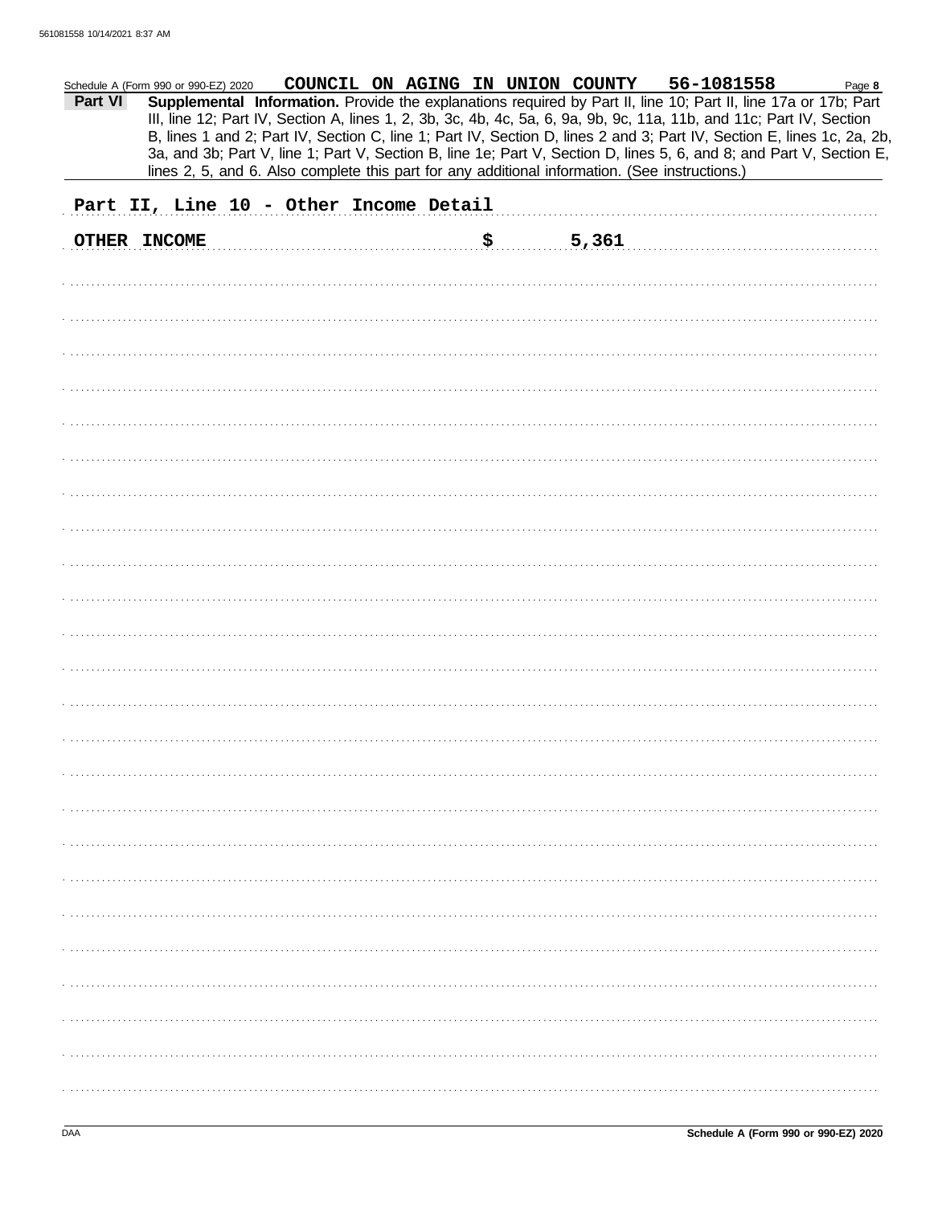Schedule A (Form 990 or 990-EZ) 2020 **COUNCIL ON AGING IN UNION COUNTY 56-1081558**

**Part VI** **Supplemental Information.** Provide the explanations required by Part II, line 10; Part II, line 17a or 17b; Part III, line 12; Part IV, Section A, lines 1, 2, 3b, 3c, 4b, 4c, 5a, 6, 9a, 9b, 9c, 11a, 11b, and 11c; Part IV, Section B, lines 1 and 2; Part IV, Section C, line 1; Part IV, Section D, lines 2 and 3; Part IV, Section E, lines 1c, 2a, 2b, 3a, and 3b; Part V, line 1; Part V, Section B, line 1e; Part V, Section D, lines 5, 6, and 8; and Part V, Section E, lines 2, 5, and 6. Also complete this part for any additional information. (See instructions.)

**Part II, Line 10 - Other Income Detail**

| | |
|---|---|
| OTHER INCOME | $ 5,361 |

Schedule A (Form 990 or 990-EZ) 2020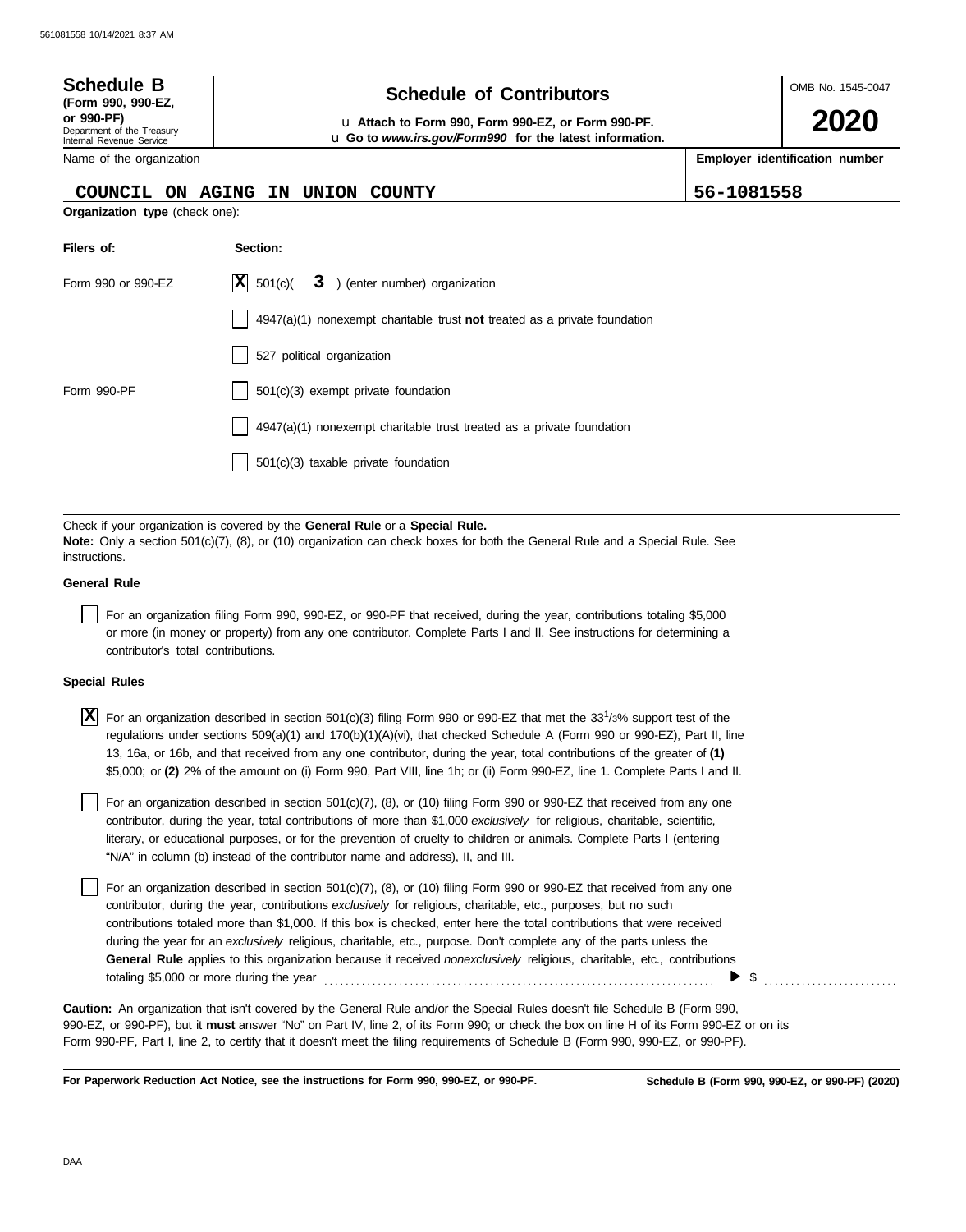**Schedule B** (Form 990, 990-EZ, or 990-PF)
Department of the Treasury
Internal Revenue Service

# Schedule of Contributors

u **Attach to Form 990, Form 990-EZ, or Form 990-PF.**
u **Go to *www.irs.gov/Form990* for the latest information.**

OMB No. 1545-0047

**2020**

| Name of the organization | Employer identification number |
|---|---|
| COUNCIL ON AGING IN UNION COUNTY | 56-1081558 |

**Organization type** (check one):

| Filers of: | Section: |
|---|---|
| Form 990 or 990-EZ | [X] 501(c)( 3 ) (enter number) organization |
| | [ ] 4947(a)(1) nonexempt charitable trust **not** treated as a private foundation |
| | [ ] 527 political organization |
| Form 990-PF | [ ] 501(c)(3) exempt private foundation |
| | [ ] 4947(a)(1) nonexempt charitable trust treated as a private foundation |
| | [ ] 501(c)(3) taxable private foundation |

Check if your organization is covered by the **General Rule** or a **Special Rule.**
**Note:** Only a section 501(c)(7), (8), or (10) organization can check boxes for both the General Rule and a Special Rule. See instructions.

**General Rule**

[ ] For an organization filing Form 990, 990-EZ, or 990-PF that received, during the year, contributions totaling $5,000 or more (in money or property) from any one contributor. Complete Parts I and II. See instructions for determining a contributor's total contributions.

**Special Rules**

[X] For an organization described in section 501(c)(3) filing Form 990 or 990-EZ that met the $33^1/_3$% support test of the regulations under sections 509(a)(1) and 170(b)(1)(A)(vi), that checked Schedule A (Form 990 or 990-EZ), Part II, line 13, 16a, or 16b, and that received from any one contributor, during the year, total contributions of the greater of **(1)** $5,000; or **(2)** 2% of the amount on (i) Form 990, Part VIII, line 1h; or (ii) Form 990-EZ, line 1. Complete Parts I and II.

[ ] For an organization described in section 501(c)(7), (8), or (10) filing Form 990 or 990-EZ that received from any one contributor, during the year, total contributions of more than $1,000 *exclusively* for religious, charitable, scientific, literary, or educational purposes, or for the prevention of cruelty to children or animals. Complete Parts I (entering "N/A" in column (b) instead of the contributor name and address), II, and III.

[ ] For an organization described in section 501(c)(7), (8), or (10) filing Form 990 or 990-EZ that received from any one contributor, during the year, contributions *exclusively* for religious, charitable, etc., purposes, but no such contributions totaled more than $1,000. If this box is checked, enter here the total contributions that were received during the year for an *exclusively* religious, charitable, etc., purpose. Don't complete any of the parts unless the **General Rule** applies to this organization because it received *nonexclusively* religious, charitable, etc., contributions totaling $5,000 or more during the year . . . . . . . . . . ▶ $ . . . . . . . . . .

**Caution:** An organization that isn't covered by the General Rule and/or the Special Rules doesn't file Schedule B (Form 990, 990-EZ, or 990-PF), but it **must** answer "No" on Part IV, line 2, of its Form 990; or check the box on line H of its Form 990-EZ or on its Form 990-PF, Part I, line 2, to certify that it doesn't meet the filing requirements of Schedule B (Form 990, 990-EZ, or 990-PF).

**For Paperwork Reduction Act Notice, see the instructions for Form 990, 990-EZ, or 990-PF.** **Schedule B (Form 990, 990-EZ, or 990-PF) (2020)**

DAA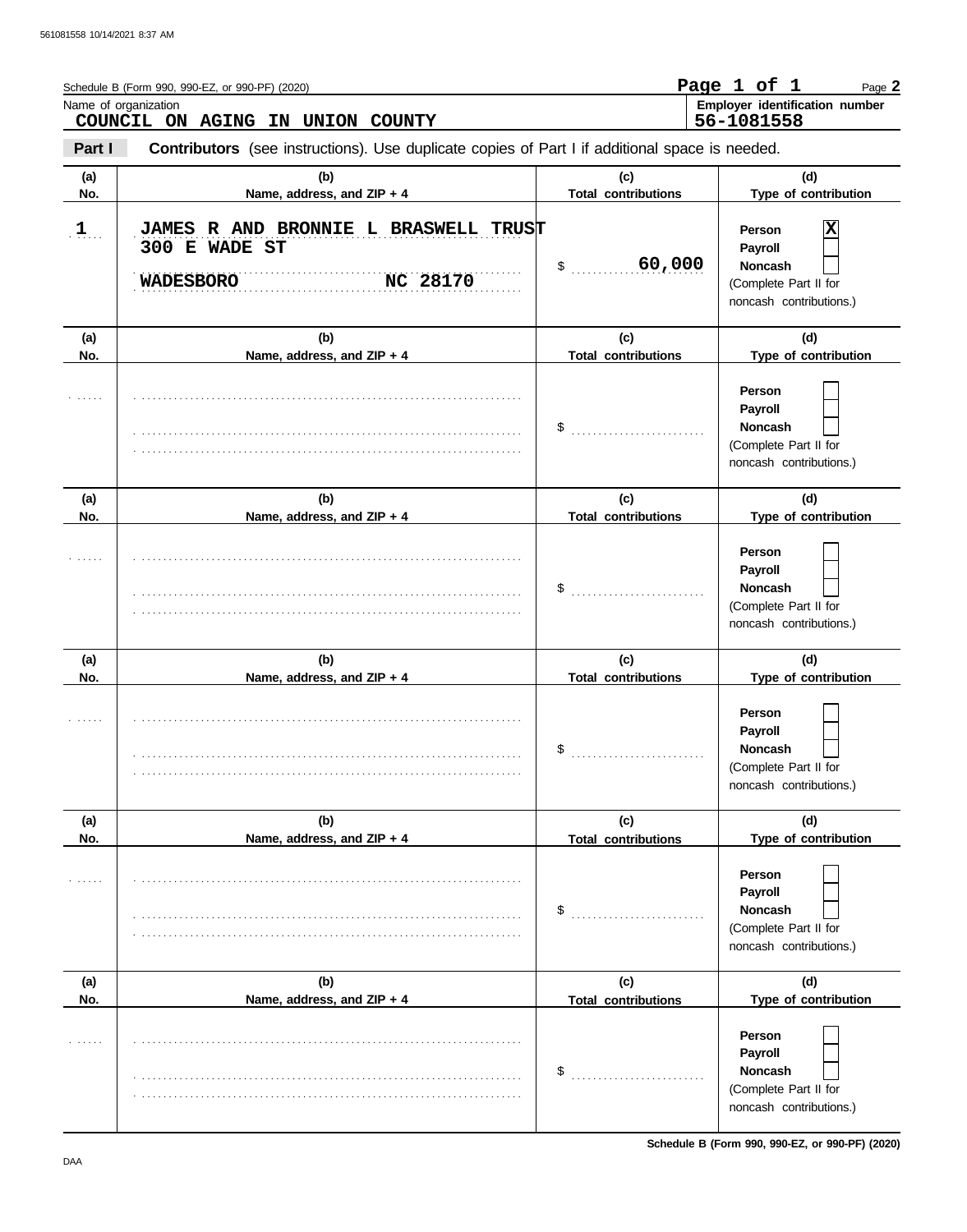Schedule B (Form 990, 990-EZ, or 990-PF) (2020) Page 2

Name of organization: **COUNCIL ON AGING IN UNION COUNTY**

Employer identification number: **56-1081558**

**Part I** **Contributors** (see instructions). Use duplicate copies of Part I if additional space is needed.

| (a) No. | (b) Name, address, and ZIP + 4 | (c) Total contributions | (d) Type of contribution |
|---|---|---|---|
| 1 | JAMES R AND BRONNIE L BRASWELL TRUST<br>300 E WADE ST<br>WADESBORO NC 28170 | $ 60,000 | Person [X]<br>Payroll [ ]<br>Noncash [ ]<br>(Complete Part II for noncash contributions.) |
| | | $ | Person [ ]<br>Payroll [ ]<br>Noncash [ ]<br>(Complete Part II for noncash contributions.) |
| | | $ | Person [ ]<br>Payroll [ ]<br>Noncash [ ]<br>(Complete Part II for noncash contributions.) |
| | | $ | Person [ ]<br>Payroll [ ]<br>Noncash [ ]<br>(Complete Part II for noncash contributions.) |
| | | $ | Person [ ]<br>Payroll [ ]<br>Noncash [ ]<br>(Complete Part II for noncash contributions.) |
| | | $ | Person [ ]<br>Payroll [ ]<br>Noncash [ ]<br>(Complete Part II for noncash contributions.) |

Schedule B (Form 990, 990-EZ, or 990-PF) (2020)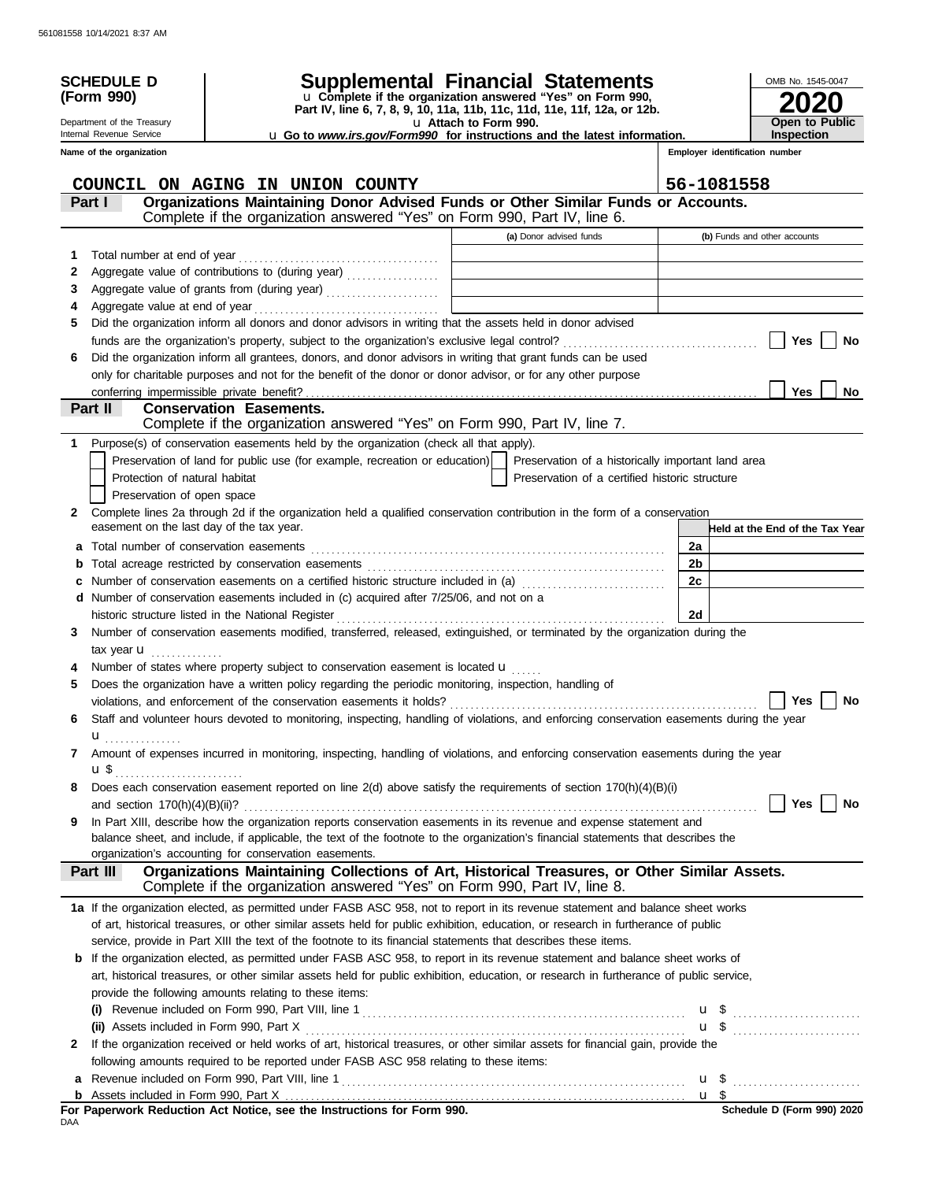**SCHEDULE D (Form 990)**

Department of the Treasury
Internal Revenue Service

# Supplemental Financial Statements

u Complete if the organization answered "Yes" on Form 990, Part IV, line 6, 7, 8, 9, 10, 11a, 11b, 11c, 11d, 11e, 11f, 12a, or 12b.
u Attach to Form 990.
u Go to *www.irs.gov/Form990* for instructions and the latest information.

OMB No. 1545-0047

**2020**

**Open to Public Inspection**

Name of the organization: COUNCIL ON AGING IN UNION COUNTY

Employer identification number: 56-1081558

## Part I Organizations Maintaining Donor Advised Funds or Other Similar Funds or Accounts.

Complete if the organization answered "Yes" on Form 990, Part IV, line 6.

| | | (a) Donor advised funds | (b) Funds and other accounts |
|---|---|---|---|
| 1 | Total number at end of year | | |
| 2 | Aggregate value of contributions to (during year) | | |
| 3 | Aggregate value of grants from (during year) | | |
| 4 | Aggregate value at end of year | | |

5 Did the organization inform all donors and donor advisors in writing that the assets held in donor advised funds are the organization's property, subject to the organization's exclusive legal control? ☐ Yes ☐ No

6 Did the organization inform all grantees, donors, and donor advisors in writing that grant funds can be used only for charitable purposes and not for the benefit of the donor or donor advisor, or for any other purpose conferring impermissible private benefit? ☐ Yes ☐ No

## Part II Conservation Easements.

Complete if the organization answered "Yes" on Form 990, Part IV, line 7.

1 Purpose(s) of conservation easements held by the organization (check all that apply).

- ☐ Preservation of land for public use (for example, recreation or education)
- ☐ Protection of natural habitat
- ☐ Preservation of open space
- ☐ Preservation of a historically important land area
- ☐ Preservation of a certified historic structure

2 Complete lines 2a through 2d if the organization held a qualified conservation contribution in the form of a conservation easement on the last day of the tax year.

| | | | Held at the End of the Tax Year |
|---|---|---|---|
| a | Total number of conservation easements | 2a | |
| b | Total acreage restricted by conservation easements | 2b | |
| c | Number of conservation easements on a certified historic structure included in (a) | 2c | |
| d | Number of conservation easements included in (c) acquired after 7/25/06, and not on a historic structure listed in the National Register | 2d | |

3 Number of conservation easements modified, transferred, released, extinguished, or terminated by the organization during the tax year u

4 Number of states where property subject to conservation easement is located u

5 Does the organization have a written policy regarding the periodic monitoring, inspection, handling of violations, and enforcement of the conservation easements it holds? ☐ Yes ☐ No

6 Staff and volunteer hours devoted to monitoring, inspecting, handling of violations, and enforcing conservation easements during the year u

7 Amount of expenses incurred in monitoring, inspecting, handling of violations, and enforcing conservation easements during the year u $

8 Does each conservation easement reported on line 2(d) above satisfy the requirements of section 170(h)(4)(B)(i) and section 170(h)(4)(B)(ii)? ☐ Yes ☐ No

9 In Part XIII, describe how the organization reports conservation easements in its revenue and expense statement and balance sheet, and include, if applicable, the text of the footnote to the organization's financial statements that describes the organization's accounting for conservation easements.

## Part III Organizations Maintaining Collections of Art, Historical Treasures, or Other Similar Assets.

Complete if the organization answered "Yes" on Form 990, Part IV, line 8.

1a If the organization elected, as permitted under FASB ASC 958, not to report in its revenue statement and balance sheet works of art, historical treasures, or other similar assets held for public exhibition, education, or research in furtherance of public service, provide in Part XIII the text of the footnote to its financial statements that describes these items.

b If the organization elected, as permitted under FASB ASC 958, to report in its revenue statement and balance sheet works of art, historical treasures, or other similar assets held for public exhibition, education, or research in furtherance of public service, provide the following amounts relating to these items:

(i) Revenue included on Form 990, Part VIII, line 1 u $

(ii) Assets included in Form 990, Part X u $

2 If the organization received or held works of art, historical treasures, or other similar assets for financial gain, provide the following amounts required to be reported under FASB ASC 958 relating to these items:

a Revenue included on Form 990, Part VIII, line 1 u $

b Assets included in Form 990, Part X u $

**For Paperwork Reduction Act Notice, see the Instructions for Form 990.** **Schedule D (Form 990) 2020**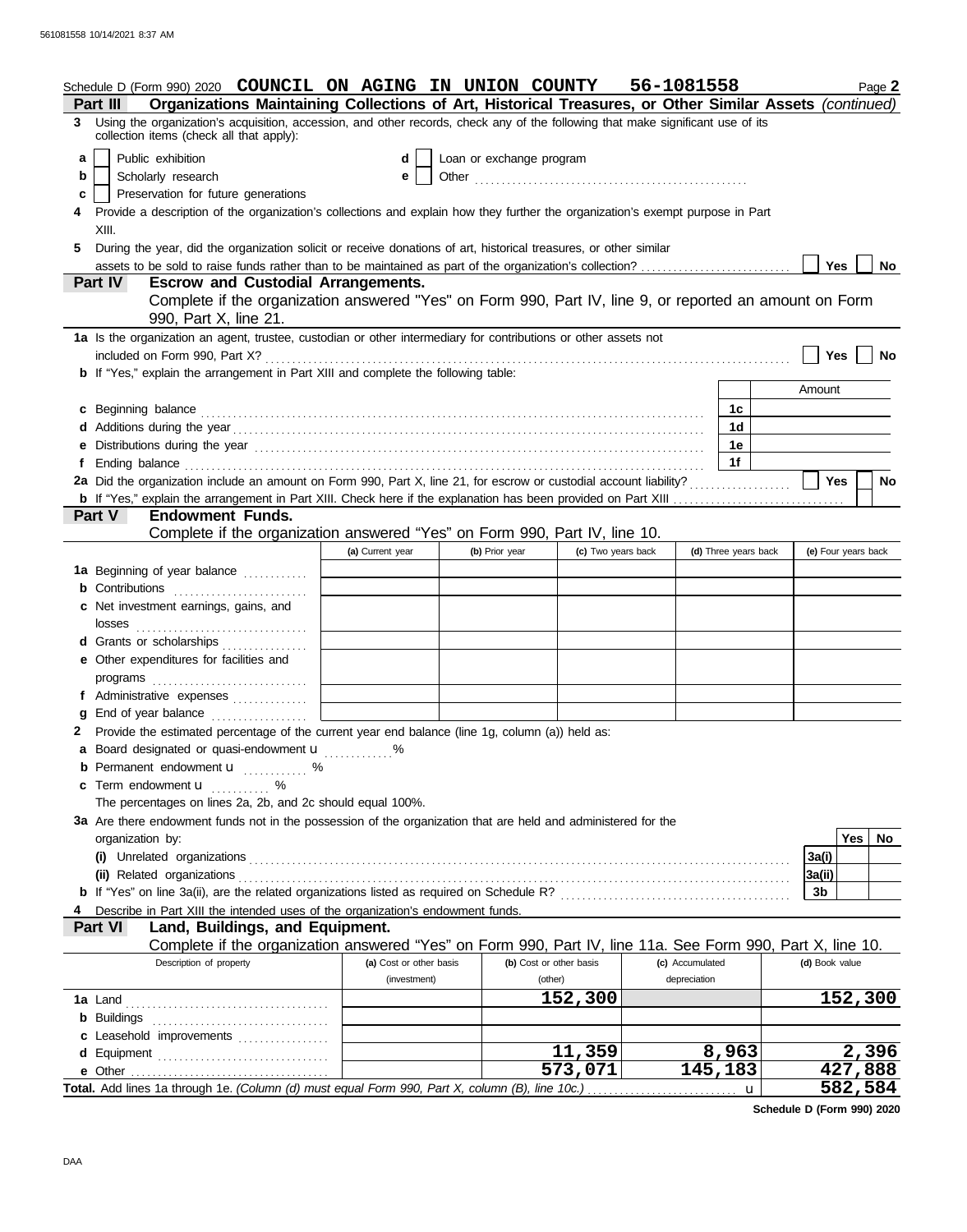Schedule D (Form 990) 2020 **COUNCIL ON AGING IN UNION COUNTY 56-1081558** Page **2**

## Part III Organizations Maintaining Collections of Art, Historical Treasures, or Other Similar Assets *(continued)*

**3** Using the organization's acquisition, accession, and other records, check any of the following that make significant use of its collection items (check all that apply):

- **a** ☐ Public exhibition
- **b** ☐ Scholarly research
- **c** ☐ Preservation for future generations
- **d** ☐ Loan or exchange program
- **e** ☐ Other ..................

**4** Provide a description of the organization's collections and explain how they further the organization's exempt purpose in Part XIII.

**5** During the year, did the organization solicit or receive donations of art, historical treasures, or other similar assets to be sold to raise funds rather than to be maintained as part of the organization's collection? ☐ Yes ☐ No

## Part IV Escrow and Custodial Arrangements.

Complete if the organization answered "Yes" on Form 990, Part IV, line 9, or reported an amount on Form 990, Part X, line 21.

**1a** Is the organization an agent, trustee, custodian or other intermediary for contributions or other assets not included on Form 990, Part X? ☐ Yes ☐ No

**b** If "Yes," explain the arrangement in Part XIII and complete the following table:

| | | Amount |
|---|---|---|
| **c** Beginning balance | 1c | |
| **d** Additions during the year | 1d | |
| **e** Distributions during the year | 1e | |
| **f** Ending balance | 1f | |

**2a** Did the organization include an amount on Form 990, Part X, line 21, for escrow or custodial account liability? ☐ Yes ☐ No

**b** If "Yes," explain the arrangement in Part XIII. Check here if the explanation has been provided on Part XIII ☐

## Part V Endowment Funds.

Complete if the organization answered "Yes" on Form 990, Part IV, line 10.

| | (a) Current year | (b) Prior year | (c) Two years back | (d) Three years back | (e) Four years back |
|---|---|---|---|---|---|
| **1a** Beginning of year balance | | | | | |
| **b** Contributions | | | | | |
| **c** Net investment earnings, gains, and losses | | | | | |
| **d** Grants or scholarships | | | | | |
| **e** Other expenditures for facilities and programs | | | | | |
| **f** Administrative expenses | | | | | |
| **g** End of year balance | | | | | |

**2** Provide the estimated percentage of the current year end balance (line 1g, column (a)) held as:

- **a** Board designated or quasi-endowment u ........ %
- **b** Permanent endowment u ........ %
- **c** Term endowment u ........ %

The percentages on lines 2a, 2b, and 2c should equal 100%.

**3a** Are there endowment funds not in the possession of the organization that are held and administered for the organization by:

| | | Yes | No |
|---|---|---|---|
| **(i)** Unrelated organizations | 3a(i) | | |
| **(ii)** Related organizations | 3a(ii) | | |
| **b** If "Yes" on line 3a(ii), are the related organizations listed as required on Schedule R? | 3b | | |

**4** Describe in Part XIII the intended uses of the organization's endowment funds.

## Part VI Land, Buildings, and Equipment.

Complete if the organization answered "Yes" on Form 990, Part IV, line 11a. See Form 990, Part X, line 10.

| Description of property | (a) Cost or other basis (investment) | (b) Cost or other basis (other) | (c) Accumulated depreciation | (d) Book value |
|---|---|---|---|---|
| **1a** Land | | 152,300 | | 152,300 |
| **b** Buildings | | | | |
| **c** Leasehold improvements | | | | |
| **d** Equipment | | 11,359 | 8,963 | 2,396 |
| **e** Other | | 573,071 | 145,183 | 427,888 |
| **Total.** Add lines 1a through 1e. *(Column (d) must equal Form 990, Part X, column (B), line 10c.)* | | | u | 582,584 |

**Schedule D (Form 990) 2020**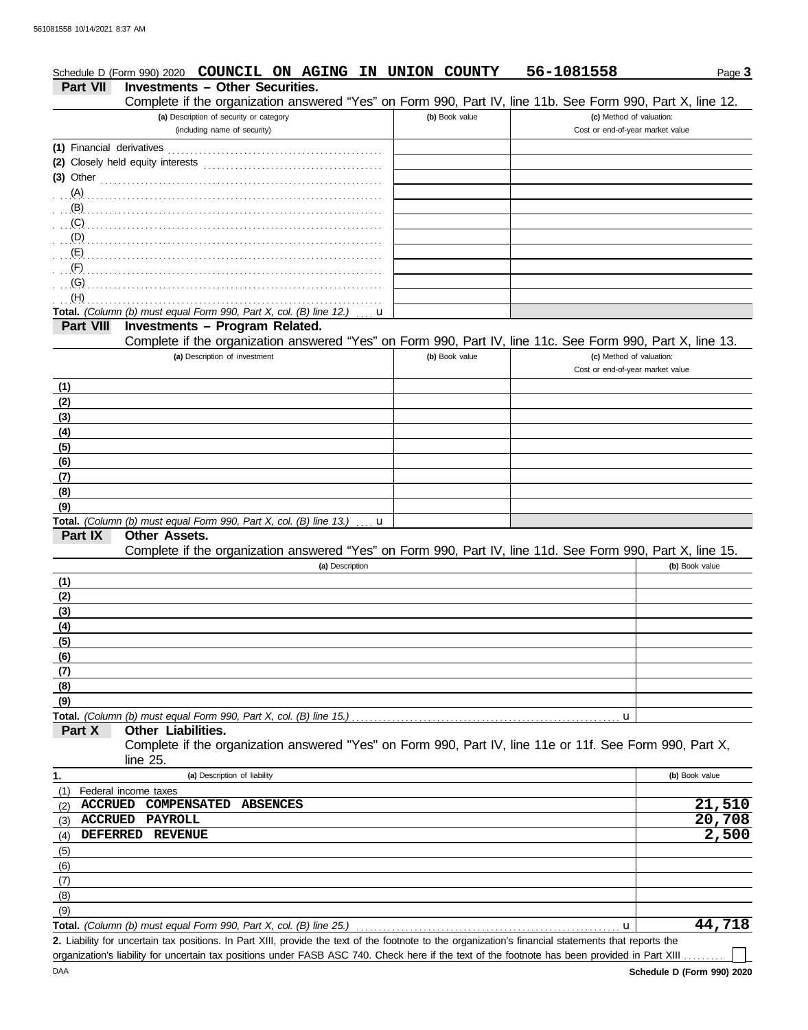Schedule D (Form 990) 2020 **COUNCIL ON AGING IN UNION COUNTY** **56-1081558** Page **3**

## Part VII Investments – Other Securities.

Complete if the organization answered "Yes" on Form 990, Part IV, line 11b. See Form 990, Part X, line 12.

| (a) Description of security or category (including name of security) | (b) Book value | (c) Method of valuation: Cost or end-of-year market value |
|---|---|---|
| (1) Financial derivatives | | |
| (2) Closely held equity interests | | |
| (3) Other | | |
| (A) | | |
| (B) | | |
| (C) | | |
| (D) | | |
| (E) | | |
| (F) | | |
| (G) | | |
| (H) | | |
| **Total.** *(Column (b) must equal Form 990, Part X, col. (B) line 12.)* u | | |

## Part VIII Investments – Program Related.

Complete if the organization answered "Yes" on Form 990, Part IV, line 11c. See Form 990, Part X, line 13.

| (a) Description of investment | (b) Book value | (c) Method of valuation: Cost or end-of-year market value |
|---|---|---|
| (1) | | |
| (2) | | |
| (3) | | |
| (4) | | |
| (5) | | |
| (6) | | |
| (7) | | |
| (8) | | |
| (9) | | |
| **Total.** *(Column (b) must equal Form 990, Part X, col. (B) line 13.)* u | | |

## Part IX Other Assets.

Complete if the organization answered "Yes" on Form 990, Part IV, line 11d. See Form 990, Part X, line 15.

| (a) Description | (b) Book value |
|---|---|
| (1) | |
| (2) | |
| (3) | |
| (4) | |
| (5) | |
| (6) | |
| (7) | |
| (8) | |
| (9) | |
| **Total.** *(Column (b) must equal Form 990, Part X, col. (B) line 15.)* u | |

## Part X Other Liabilities.

Complete if the organization answered "Yes" on Form 990, Part IV, line 11e or 11f. See Form 990, Part X, line 25.

| 1. (a) Description of liability | (b) Book value |
|---|---|
| (1) Federal income taxes | |
| (2) **ACCRUED COMPENSATED ABSENCES** | **21,510** |
| (3) **ACCRUED PAYROLL** | **20,708** |
| (4) **DEFERRED REVENUE** | **2,500** |
| (5) | |
| (6) | |
| (7) | |
| (8) | |
| (9) | |
| **Total.** *(Column (b) must equal Form 990, Part X, col. (B) line 25.)* u | **44,718** |

**2.** Liability for uncertain tax positions. In Part XIII, provide the text of the footnote to the organization's financial statements that reports the organization's liability for uncertain tax positions under FASB ASC 740. Check here if the text of the footnote has been provided in Part XIII ☐

DAA **Schedule D (Form 990) 2020**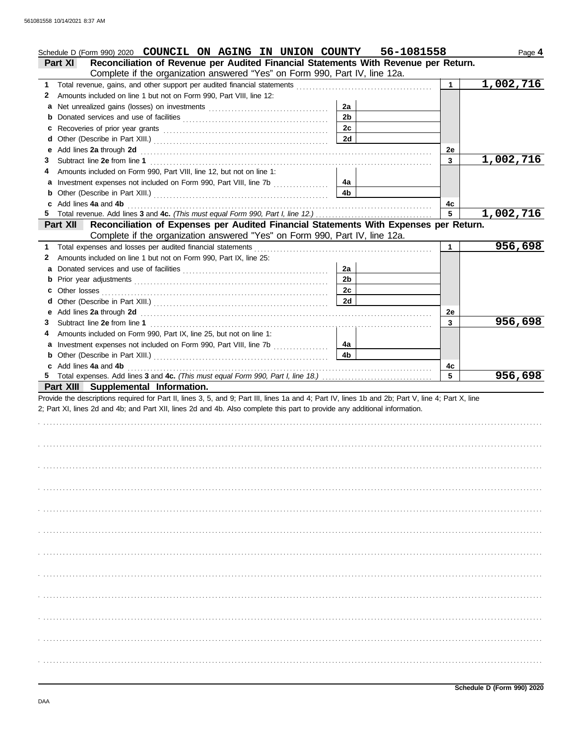Schedule D (Form 990) 2020 **COUNCIL ON AGING IN UNION COUNTY 56-1081558**

## Part XI Reconciliation of Revenue per Audited Financial Statements With Revenue per Return.

Complete if the organization answered "Yes" on Form 990, Part IV, line 12a.

| | | | | | |
|---|---|---|---|---|---|
| 1 | Total revenue, gains, and other support per audited financial statements | | | 1 | 1,002,716 |
| 2 | Amounts included on line 1 but not on Form 990, Part VIII, line 12: | | | | |
| a | Net unrealized gains (losses) on investments | 2a | | | |
| b | Donated services and use of facilities | 2b | | | |
| c | Recoveries of prior year grants | 2c | | | |
| d | Other (Describe in Part XIII.) | 2d | | | |
| e | Add lines **2a** through **2d** | | | 2e | |
| 3 | Subtract line **2e** from line **1** | | | 3 | 1,002,716 |
| 4 | Amounts included on Form 990, Part VIII, line 12, but not on line 1: | | | | |
| a | Investment expenses not included on Form 990, Part VIII, line 7b | 4a | | | |
| b | Other (Describe in Part XIII.) | 4b | | | |
| c | Add lines **4a** and **4b** | | | 4c | |
| 5 | Total revenue. Add lines **3** and **4c.** *(This must equal Form 990, Part I, line 12.)* | | | 5 | 1,002,716 |

## Part XII Reconciliation of Expenses per Audited Financial Statements With Expenses per Return.

Complete if the organization answered "Yes" on Form 990, Part IV, line 12a.

| | | | | | |
|---|---|---|---|---|---|
| 1 | Total expenses and losses per audited financial statements | | | 1 | 956,698 |
| 2 | Amounts included on line 1 but not on Form 990, Part IX, line 25: | | | | |
| a | Donated services and use of facilities | 2a | | | |
| b | Prior year adjustments | 2b | | | |
| c | Other losses | 2c | | | |
| d | Other (Describe in Part XIII.) | 2d | | | |
| e | Add lines **2a** through **2d** | | | 2e | |
| 3 | Subtract line **2e** from line **1** | | | 3 | 956,698 |
| 4 | Amounts included on Form 990, Part IX, line 25, but not on line 1: | | | | |
| a | Investment expenses not included on Form 990, Part VIII, line 7b | 4a | | | |
| b | Other (Describe in Part XIII.) | 4b | | | |
| c | Add lines **4a** and **4b** | | | 4c | |
| 5 | Total expenses. Add lines **3** and **4c.** *(This must equal Form 990, Part I, line 18.)* | | | 5 | 956,698 |

## Part XIII Supplemental Information.

Provide the descriptions required for Part II, lines 3, 5, and 9; Part III, lines 1a and 4; Part IV, lines 1b and 2b; Part V, line 4; Part X, line 2; Part XI, lines 2d and 4b; and Part XII, lines 2d and 4b. Also complete this part to provide any additional information.

**Schedule D (Form 990) 2020**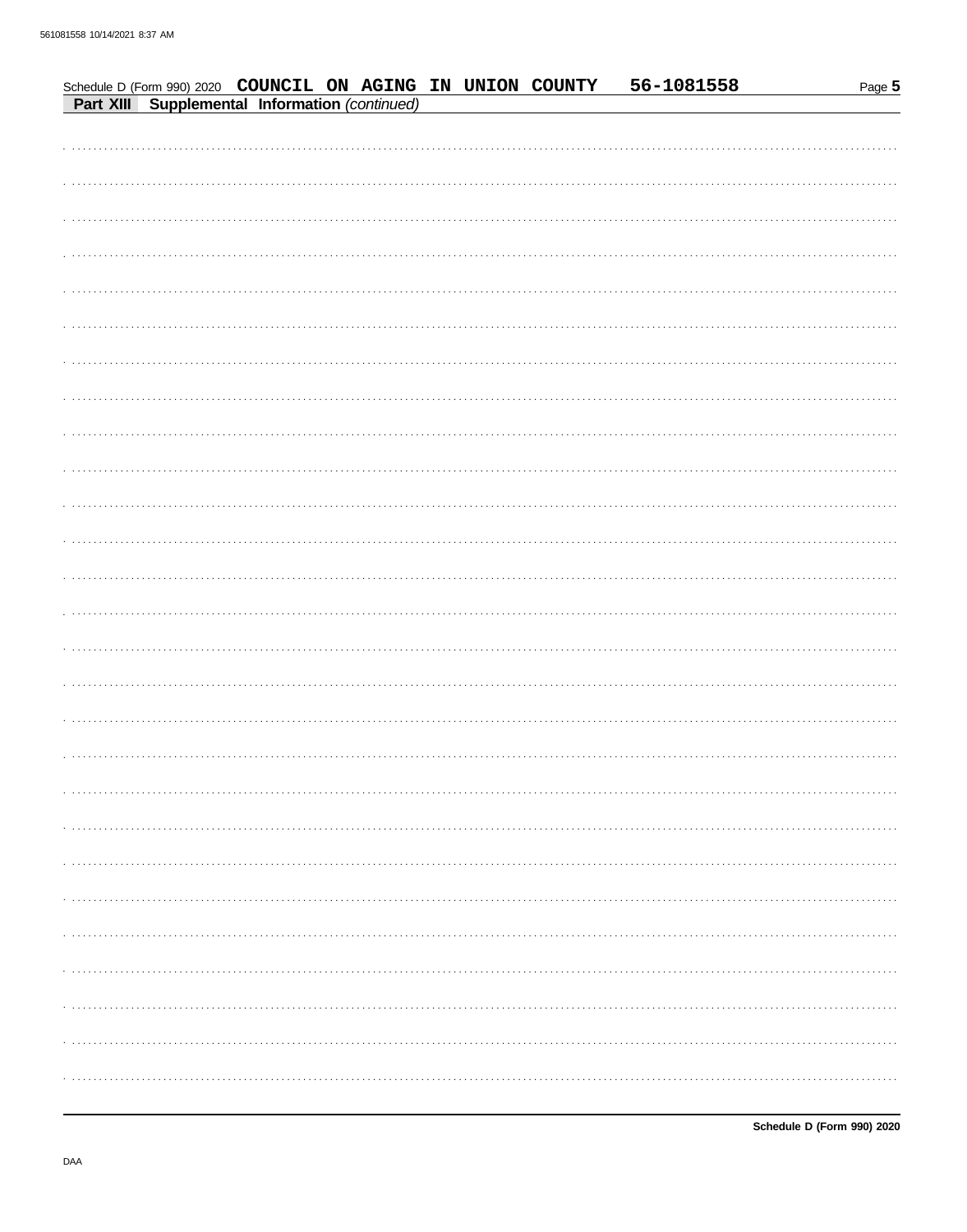Schedule D (Form 990) 2020 **COUNCIL ON AGING IN UNION COUNTY** **56-1081558** Page **5**

**Part XIII** **Supplemental Information** *(continued)*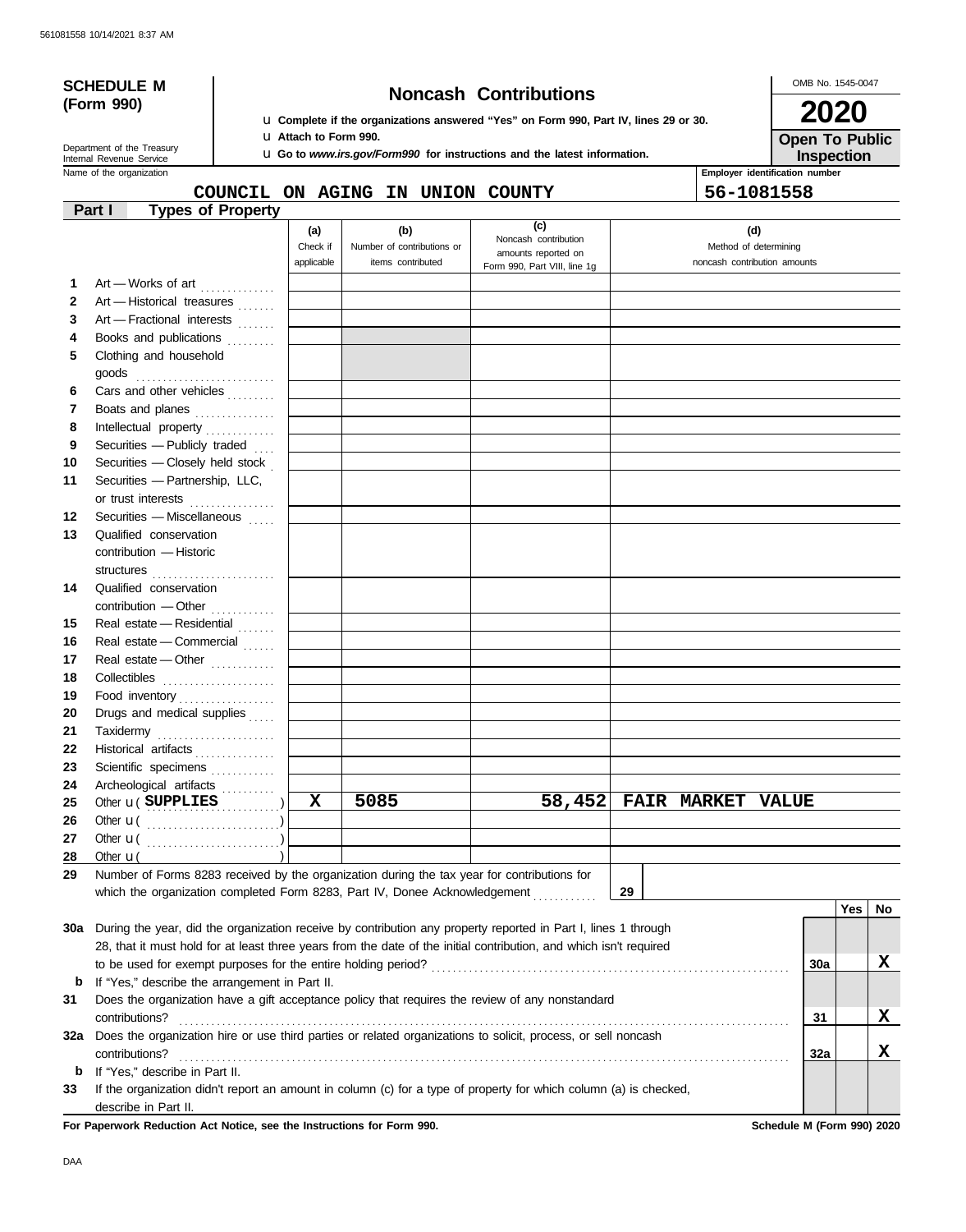561081558 10/14/2021 8:37 AM

**SCHEDULE M (Form 990)**

Department of the Treasury
Internal Revenue Service

# Noncash Contributions

u Complete if the organizations answered "Yes" on Form 990, Part IV, lines 29 or 30.
u Attach to Form 990.
u Go to *www.irs.gov/Form990* for instructions and the latest information.

OMB No. 1545-0047

**2020**

**Open To Public Inspection**

Name of the organization: COUNCIL ON AGING IN UNION COUNTY

Employer identification number: 56-1081558

**Part I — Types of Property**

| | | (a) Check if applicable | (b) Number of contributions or items contributed | (c) Noncash contribution amounts reported on Form 990, Part VIII, line 1g | (d) Method of determining noncash contribution amounts |
|---|---|---|---|---|---|
| 1 | Art — Works of art | | | | |
| 2 | Art — Historical treasures | | | | |
| 3 | Art — Fractional interests | | | | |
| 4 | Books and publications | | | | |
| 5 | Clothing and household goods | | | | |
| 6 | Cars and other vehicles | | | | |
| 7 | Boats and planes | | | | |
| 8 | Intellectual property | | | | |
| 9 | Securities — Publicly traded | | | | |
| 10 | Securities — Closely held stock | | | | |
| 11 | Securities — Partnership, LLC, or trust interests | | | | |
| 12 | Securities — Miscellaneous | | | | |
| 13 | Qualified conservation contribution — Historic structures | | | | |
| 14 | Qualified conservation contribution — Other | | | | |
| 15 | Real estate — Residential | | | | |
| 16 | Real estate — Commercial | | | | |
| 17 | Real estate — Other | | | | |
| 18 | Collectibles | | | | |
| 19 | Food inventory | | | | |
| 20 | Drugs and medical supplies | | | | |
| 21 | Taxidermy | | | | |
| 22 | Historical artifacts | | | | |
| 23 | Scientific specimens | | | | |
| 24 | Archeological artifacts | | | | |
| 25 | Other u ( SUPPLIES ) | X | 5085 | 58,452 | FAIR MARKET VALUE |
| 26 | Other u ( ) | | | | |
| 27 | Other u ( ) | | | | |
| 28 | Other u ( ) | | | | |

29 Number of Forms 8283 received by the organization during the tax year for contributions for which the organization completed Form 8283, Part IV, Donee Acknowledgement . . . . . . . . . . **29**

| | | | Yes | No |
|---|---|---|---|---|
| 30a | During the year, did the organization receive by contribution any property reported in Part I, lines 1 through 28, that it must hold for at least three years from the date of the initial contribution, and which isn't required to be used for exempt purposes for the entire holding period? | 30a | | X |
| b | If "Yes," describe the arrangement in Part II. | | | |
| 31 | Does the organization have a gift acceptance policy that requires the review of any nonstandard contributions? | 31 | | X |
| 32a | Does the organization hire or use third parties or related organizations to solicit, process, or sell noncash contributions? | 32a | | X |
| b | If "Yes," describe in Part II. | | | |
| 33 | If the organization didn't report an amount in column (c) for a type of property for which column (a) is checked, describe in Part II. | | | |

**For Paperwork Reduction Act Notice, see the Instructions for Form 990.**

**Schedule M (Form 990) 2020**

DAA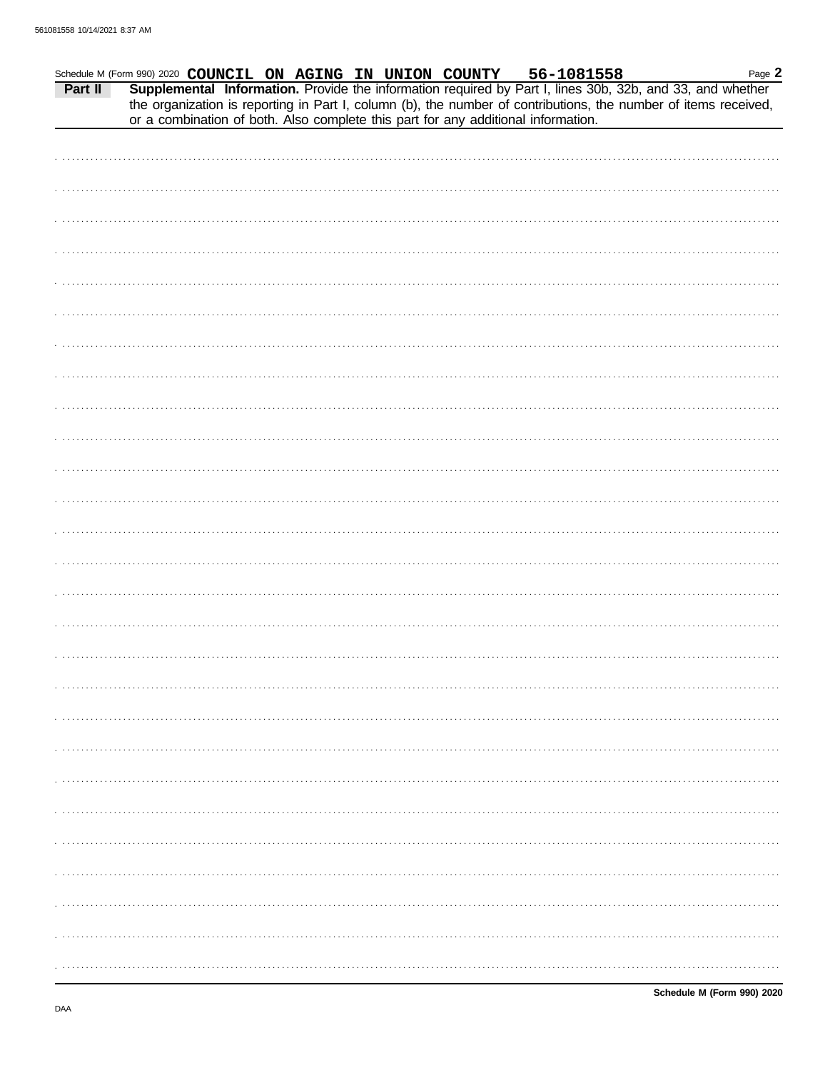Schedule M (Form 990) 2020 **COUNCIL ON AGING IN UNION COUNTY 56-1081558**

**Part II** **Supplemental Information.** Provide the information required by Part I, lines 30b, 32b, and 33, and whether the organization is reporting in Part I, column (b), the number of contributions, the number of items received, or a combination of both. Also complete this part for any additional information.

**Schedule M (Form 990) 2020**

DAA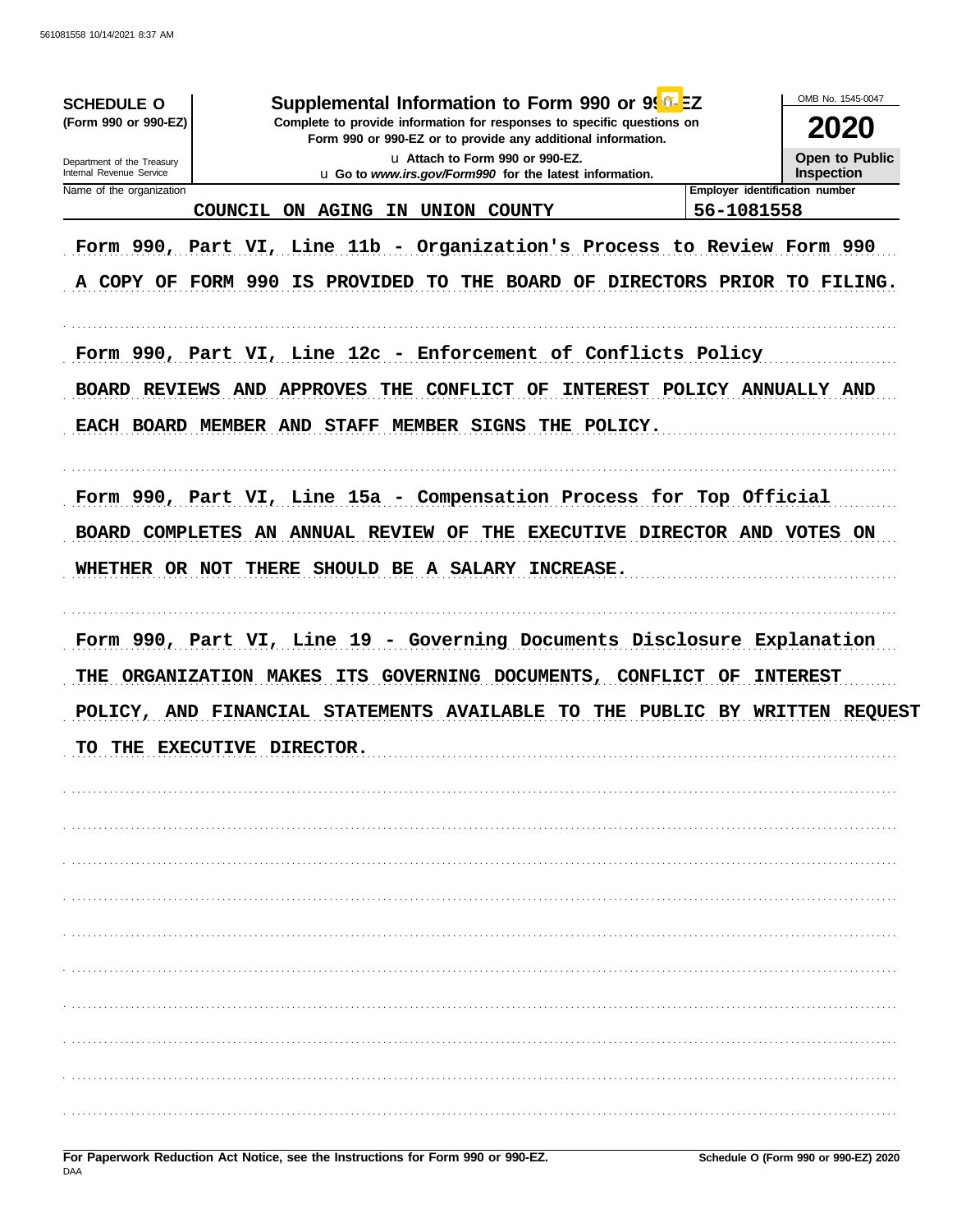**SCHEDULE O**
**(Form 990 or 990-EZ)**

Department of the Treasury
Internal Revenue Service

# Supplemental Information to Form 990 or 990-EZ

**Complete to provide information for responses to specific questions on Form 990 or 990-EZ or to provide any additional information.**

u Attach to Form 990 or 990-EZ.
u Go to *www.irs.gov/Form990* for the latest information.

OMB No. 1545-0047

**2020**

**Open to Public Inspection**

| Name of the organization | Employer identification number |
|---|---|
| COUNCIL ON AGING IN UNION COUNTY | 56-1081558 |

Form 990, Part VI, Line 11b - Organization's Process to Review Form 990

A COPY OF FORM 990 IS PROVIDED TO THE BOARD OF DIRECTORS PRIOR TO FILING.

Form 990, Part VI, Line 12c - Enforcement of Conflicts Policy

BOARD REVIEWS AND APPROVES THE CONFLICT OF INTEREST POLICY ANNUALLY AND EACH BOARD MEMBER AND STAFF MEMBER SIGNS THE POLICY.

Form 990, Part VI, Line 15a - Compensation Process for Top Official

BOARD COMPLETES AN ANNUAL REVIEW OF THE EXECUTIVE DIRECTOR AND VOTES ON WHETHER OR NOT THERE SHOULD BE A SALARY INCREASE.

Form 990, Part VI, Line 19 - Governing Documents Disclosure Explanation

THE ORGANIZATION MAKES ITS GOVERNING DOCUMENTS, CONFLICT OF INTEREST POLICY, AND FINANCIAL STATEMENTS AVAILABLE TO THE PUBLIC BY WRITTEN REQUEST TO THE EXECUTIVE DIRECTOR.

**For Paperwork Reduction Act Notice, see the Instructions for Form 990 or 990-EZ.**
DAA
**Schedule O (Form 990 or 990-EZ) 2020**